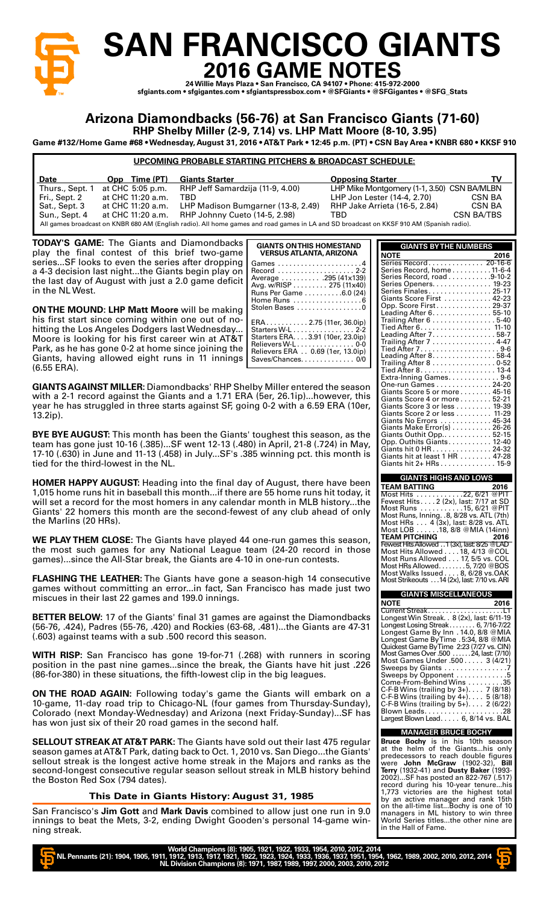# SAN FRANCISCO GIANTS

## 2016 GAME NOTES

24 Willie Mays Plaza • San Francisco, CA 94107 • Phone: 415-972-2000
sfgiants.com • sfgigantes.com • sfgiantspressbox.com • @SFGiants • @SFGigantes • @SFG_Stats

## Arizona Diamondbacks (56-76) at San Francisco Giants (71-60)

**RHP Shelby Miller (2-9, 7.14) vs. LHP Matt Moore (8-10, 3.95)**

**Game #132/Home Game #68 • Wednesday, August 31, 2016 • AT&T Park • 12:45 p.m. (PT) • CSN Bay Area • KNBR 680 • KKSF 910**

### UPCOMING PROBABLE STARTING PITCHERS & BROADCAST SCHEDULE:

| Date | Opp Time (PT) | Giants Starter | Opposing Starter | TV |
|---|---|---|---|---|
| Thurs., Sept. 1 | at CHC 5:05 p.m. | RHP Jeff Samardzija (11-9, 4.00) | LHP Mike Montgomery (1-1, 3.50) | CSN BA/MLBN |
| Fri., Sept. 2 | at CHC 11:20 a.m. | TBD | LHP Jon Lester (14-4, 2.70) | CSN BA |
| Sat., Sept. 3 | at CHC 11:20 a.m. | LHP Madison Bumgarner (13-8, 2.49) | RHP Jake Arrieta (16-5, 2.84) | CSN BA |
| Sun., Sept. 4 | at CHC 11:20 a.m. | RHP Johnny Cueto (14-5, 2.98) | TBD | CSN BA/TBS |

All games broadcast on KNBR 680 AM (English radio). All home games and road games in LA and SD broadcast on KKSF 910 AM (Spanish radio).

**TODAY'S GAME:** The Giants and Diamondbacks play the final contest of this brief two-game series...SF looks to even the series after dropping a 4-3 decision last night...the Giants begin play on the last day of August with just a 2.0 game deficit in the NL West.

**ON THE MOUND: LHP Matt Moore** will be making his first start since coming within one out of no-hitting the Los Angeles Dodgers last Wednesday... Moore is looking for his first career win at AT&T Park, as he has gone 0-2 at home since joining the Giants, having allowed eight runs in 11 innings (6.55 ERA).

| GIANTS ON THIS HOMESTAND VERSUS ATLANTA, ARIZONA | |
|---|---|
| Games | 4 |
| Record | 2-2 |
| Average | .295 (41x139) |
| Avg. w/RISP | .275 (11x40) |
| Runs Per Game | 6.0 (24) |
| Home Runs | 6 |
| Stolen Bases | 0 |
| ERA | 2.75 (11er, 36.0ip) |
| Starters W-L | 2-2 |
| Starters ERA | 3.91 (10er, 23.0ip) |
| Relievers W-L | 0-0 |
| Relievers ERA | 0.69 (1er, 13.0ip) |
| Saves/Chances | 0/0 |

**GIANTS AGAINST MILLER:** Diamondbacks' RHP Shelby Miller entered the season with a 2-1 record against the Giants and a 1.71 ERA (5er, 26.1ip)...however, this year he has struggled in three starts against SF, going 0-2 with a 6.59 ERA (10er, 13.2ip).

**BYE BYE AUGUST:** This month has been the Giants' toughest this season, as the team has gone just 10-16 (.385)...SF went 12-13 (.480) in April, 21-8 (.724) in May, 17-10 (.630) in June and 11-13 (.458) in July...SF's .385 winning pct. this month is tied for the third-lowest in the NL.

**HOMER HAPPY AUGUST:** Heading into the final day of August, there have been 1,015 home runs hit in baseball this month...if there are 55 home runs hit today, it will set a record for the most homers in any calendar month in MLB history...the Giants' 22 homers this month are the second-fewest of any club ahead of only the Marlins (20 HRs).

**WE PLAY THEM CLOSE:** The Giants have played 44 one-run games this season, the most such games for any National League team (24-20 record in those games)...since the All-Star break, the Giants are 4-10 in one-run contests.

**FLASHING THE LEATHER:** The Giants have gone a season-high 14 consecutive games without committing an error...in fact, San Francisco has made just two miscues in their last 22 games and 199.0 innings.

**BETTER BELOW:** 17 of the Giants' final 31 games are against the Diamondbacks (56-76, .424), Padres (55-76, .420) and Rockies (63-68, .481)...the Giants are 47-31 (.603) against teams with a sub .500 record this season.

**WITH RISP:** San Francisco has gone 19-for-71 (.268) with runners in scoring position in the past nine games...since the break, the Giants have hit just .226 (86-for-380) in these situations, the fifth-lowest clip in the big leagues.

**ON THE ROAD AGAIN:** Following today's game the Giants will embark on a 10-game, 11-day road trip to Chicago-NL (four games from Thursday-Sunday), Colorado (next Monday-Wednesday) and Arizona (next Friday-Sunday)...SF has won just six of their 20 road games in the second half.

**SELLOUT STREAK AT AT&T PARK:** The Giants have sold out their last 475 regular season games at AT&T Park, dating back to Oct. 1, 2010 vs. San Diego...the Giants' sellout streak is the longest active home streak in the Majors and ranks as the second-longest consecutive regular season sellout streak in MLB history behind the Boston Red Sox (794 dates).

### This Date in Giants History: August 31, 1985

San Francisco's **Jim Gott** and **Mark Davis** combined to allow just one run in 9.0 innings to beat the Mets, 3-2, ending Dwight Gooden's personal 14-game winning streak.

| GIANTS BY THE NUMBERS | |
|---|---|
| NOTE | 2016 |
| Series Record | 20-16-6 |
| Series Record, home | 11-6-4 |
| Series Record, road | 9-10-2 |
| Series Openers | 19-23 |
| Series Finales | 25-17 |
| Giants Score First | 42-23 |
| Opp. Score First | 29-37 |
| Leading After 6 | 55-10 |
| Trailing After 6 | 5-40 |
| Tied After 6 | 11-10 |
| Leading After 7 | 58-7 |
| Trailing After 7 | 4-47 |
| Tied After 7 | 9-6 |
| Leading After 8 | 58-4 |
| Trailing After 8 | 0-52 |
| Tied After 8 | 13-4 |
| Extra-Inning Games | 9-6 |
| One-run Games | 24-20 |
| Giants Score 5 or more | 45-16 |
| Giants Score 4 or more | 52-21 |
| Giants Score 3 or less | 19-39 |
| Giants Score 2 or less | 11-29 |
| Giants No Errors | 45-34 |
| Giants Make Error(s) | 26-26 |
| Giants Outhit Opp. | 52-15 |
| Opp. Outhits Giants | 12-40 |
| Giants hit 0 HR | 24-32 |
| Giants hit at least 1 HR | 47-28 |
| Giants hit 2+ HRs | 15-9 |

| GIANTS HIGHS AND LOWS | |
|---|---|
| TEAM BATTING | 2016 |
| Most Hits | 22, 6/21 @PIT |
| Fewest Hits | 2 (2x), last: 7/17 at SD |
| Most Runs | 15, 6/21 @PIT |
| Most Runs, Inning | 8, 8/28 vs. ATL (7th) |
| Most HRs | 4 (3x), last: 8/28 vs. ATL |
| Most LOB | 18, 8/8 @MIA (14inn) |
| TEAM PITCHING | 2016 |
| Fewest Hits Allowed | 1 (3x), last: 8/25 @LAD |
| Most Hits Allowed | 18, 4/13 @COL |
| Most Runs Allowed | 17, 5/5 vs. COL |
| Most HRs Allowed | 5, 7/20 @BOS |
| Most Walks Issued | 8, 6/28 vs. OAK |
| Most Strikeouts | 14 (2x), last: 7/10 vs. ARI |

| GIANTS MISCELLANEOUS | |
|---|---|
| NOTE | 2016 |
| Current Streak | L1 |
| Longest Win Streak | 8 (2x), last: 6/11-19 |
| Longest Losing Streak | 6, 7/16-7/22 |
| Longest Game By Inn | 14.0, 8/8 @MIA |
| Longest Game By Time | 5:34, 8/8 @MIA |
| Quickest Game By Time | 2:23 (7/27 vs. CIN) |
| Most Games Over .500 | 24, last: (7/10) |
| Most Games Under .500 | 3 (4/21) |
| Sweeps by Giants | 7 |
| Sweeps by Opponent | 5 |
| Come-From-Behind Wins | 35 |
| C-F-B Wins (trailing by 3+) | 7 (8/18) |
| C-F-B Wins (trailing by 4+) | 5 (8/18) |
| C-F-B Wins (trailing by 5+) | 2 (6/22) |
| Blown Leads | 28 |
| Largest Blown Lead | 6, 8/14 vs. BAL |

### MANAGER BRUCE BOCHY

**Bruce Bochy** is in his 10th season at the helm of the Giants...his only predecessors to reach double figures were **John McGraw** (1902-32), **Bill Terry** (1932-41) and **Dusty Baker** (1993-2002)...SF has posted an 822-767 (.517) record during his 10-year tenure...his 1,773 victories are the highest total by an active manager and rank 15th on the all-time list...Bochy is one of 10 managers in ML history to win three World Series titles...the other nine are in the Hall of Fame.

World Champions (8): 1905, 1921, 1922, 1933, 1954, 2010, 2012, 2014
NL Pennants (21): 1904, 1905, 1911, 1912, 1913, 1917, 1921, 1922, 1923, 1924, 1933, 1936, 1937, 1951, 1954, 1962, 1989, 2002, 2010, 2012, 2014
NL Division Champions (8): 1971, 1987, 1989, 1997, 2000, 2003, 2010, 2012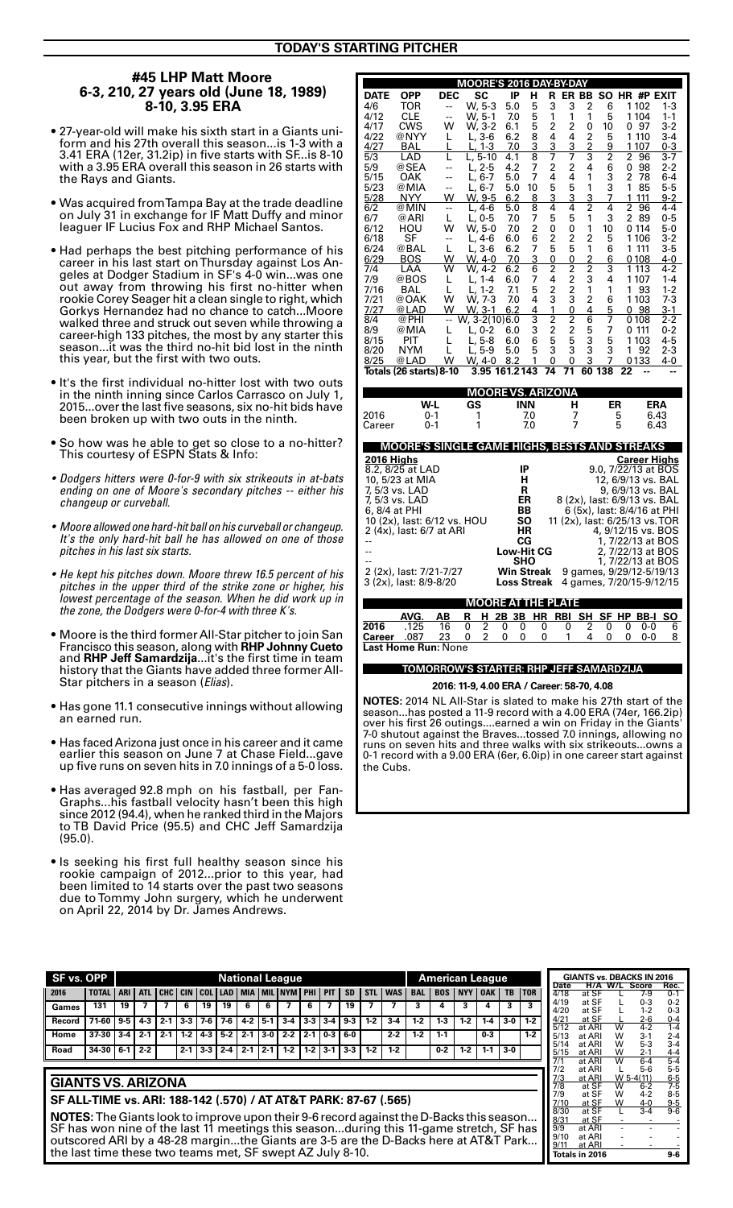## TODAY'S STARTING PITCHER

### #45 LHP Matt Moore
**6-3, 210, 27 years old (June 18, 1989)**
**8-10, 3.95 ERA**

- 27-year-old will make his sixth start in a Giants uniform and his 27th overall this season...is 1-3 with a 3.41 ERA (12er, 31.2ip) in five starts with SF...is 8-10 with a 3.95 ERA overall this season in 26 starts with the Rays and Giants.
- Was acquired from Tampa Bay at the trade deadline on July 31 in exchange for IF Matt Duffy and minor leaguer IF Lucius Fox and RHP Michael Santos.
- Had perhaps the best pitching performance of his career in his last start on Thursday against Los Angeles at Dodger Stadium in SF's 4-0 win...was one out away from throwing his first no-hitter when rookie Corey Seager hit a clean single to right, which Gorkys Hernandez had no chance to catch...Moore walked three and struck out seven while throwing a career-high 133 pitches, the most by any starter this season...it was the third no-hit bid lost in the ninth this year, but the first with two outs.
- It's the first individual no-hitter lost with two outs in the ninth inning since Carlos Carrasco on July 1, 2015...over the last five seasons, six no-hit bids have been broken up with two outs in the ninth.
- So how was he able to get so close to a no-hitter? This courtesy of ESPN Stats & Info:
- *Dodgers hitters were 0-for-9 with six strikeouts in at-bats ending on one of Moore's secondary pitches -- either his changeup or curveball.*
- *Moore allowed one hard-hit ball on his curveball or changeup. It's the only hard-hit ball he has allowed on one of those pitches in his last six starts.*
- *He kept his pitches down. Moore threw 16.5 percent of his pitches in the upper third of the strike zone or higher, his lowest percentage of the season. When he did work up in the zone, the Dodgers were 0-for-4 with three K's.*
- Moore is the third former All-Star pitcher to join San Francisco this season, along with **RHP Johnny Cueto** and **RHP Jeff Samardzija**...it's the first time in team history that the Giants have added three former All-Star pitchers in a season (*Elias*).
- Has gone 11.1 consecutive innings without allowing an earned run.
- Has faced Arizona just once in his career and it came earlier this season on June 7 at Chase Field...gave up five runs on seven hits in 7.0 innings of a 5-0 loss.
- Has averaged 92.8 mph on his fastball, per FanGraphs...his fastball velocity hasn't been this high since 2012 (94.4), when he ranked third in the Majors to TB David Price (95.5) and CHC Jeff Samardzija (95.0).
- Is seeking his first full healthy season since his rookie campaign of 2012...prior to this year, had been limited to 14 starts over the past two seasons due to Tommy John surgery, which he underwent on April 22, 2014 by Dr. James Andrews.

### MOORE'S 2016 DAY-BY-DAY

| DATE | OPP | DEC | SC | IP | H | R | ER | BB | SO | HR | #P | EXIT |
|---|---|---|---|---|---|---|---|---|---|---|---|---|
| 4/6 | TOR | -- | W, 5-3 | 5.0 | 5 | 3 | 3 | 2 | 6 | 1 | 102 | 1-3 |
| 4/12 | CLE | -- | W, 5-1 | 7.0 | 5 | 1 | 1 | 1 | 5 | 1 | 104 | 1-1 |
| 4/17 | CWS | W | W, 3-2 | 6.1 | 5 | 2 | 2 | 0 | 10 | 0 | 97 | 3-2 |
| 4/22 | @NYY | L | L, 3-6 | 6.2 | 8 | 4 | 4 | 2 | 5 | 1 | 104 | 3-4 |
| 4/27 | BAL | L | L, 1-3 | 7.0 | 3 | 3 | 3 | 2 | 9 | 1 | 107 | 0-3 |
| 5/3 | LAD | L | L, 5-10 | 4.1 | 8 | 7 | 7 | 3 | 2 | 2 | 96 | 3-7 |
| 5/9 | @SEA | -- | L, 2-5 | 4.2 | 7 | 2 | 2 | 4 | 6 | 0 | 98 | 2-2 |
| 5/15 | OAK | -- | L, 6-7 | 5.0 | 7 | 4 | 4 | 1 | 3 | 2 | 78 | 6-4 |
| 5/23 | @MIA | -- | L, 6-7 | 5.0 | 10 | 5 | 5 | 1 | 3 | 1 | 85 | 5-5 |
| 5/28 | NYY | W | W, 9-5 | 6.2 | 8 | 3 | 3 | 3 | 7 | 1 | 111 | 9-2 |
| 6/2 | @MIN | -- | L, 4-6 | 5.0 | 8 | 4 | 4 | 2 | 4 | 2 | 96 | 4-4 |
| 6/7 | @ARI | L | L, 0-5 | 7.0 | 7 | 5 | 5 | 1 | 3 | 2 | 89 | 0-5 |
| 6/12 | HOU | W | W, 5-0 | 7.0 | 2 | 0 | 0 | 1 | 10 | 0 | 114 | 5-0 |
| 6/18 | SF | -- | L, 4-6 | 6.0 | 6 | 2 | 2 | 2 | 5 | 1 | 106 | 3-2 |
| 6/24 | @BAL | L | L, 3-6 | 6.2 | 7 | 5 | 5 | 1 | 6 | 1 | 111 | 3-5 |
| 6/29 | BOS | W | W, 4-0 | 7.0 | 3 | 0 | 0 | 2 | 6 | 0 | 108 | 4-0 |
| 7/4 | LAA | W | W, 4-2 | 6.2 | 6 | 2 | 2 | 2 | 3 | 1 | 113 | 4-2 |
| 7/9 | @BOS | L | L, 1-4 | 6.0 | 7 | 4 | 2 | 3 | 4 | 1 | 107 | 1-4 |
| 7/16 | BAL | L | L, 1-2 | 7.1 | 5 | 2 | 2 | 1 | 1 | 1 | 93 | 1-2 |
| 7/21 | @OAK | W | W, 7-3 | 7.0 | 4 | 3 | 3 | 2 | 6 | 1 | 103 | 7-3 |
| 7/27 | @LAD | W | W, 3-1 | 6.2 | 4 | 1 | 0 | 4 | 5 | 0 | 98 | 3-1 |
| 8/4 | @PHI | -- | W, 3-2(10) | 6.0 | 3 | 2 | 2 | 6 | 7 | 0 | 108 | 2-2 |
| 8/9 | @MIA | L | L, 0-2 | 6.0 | 3 | 2 | 2 | 5 | 7 | 0 | 111 | 0-2 |
| 8/15 | PIT | L | L, 5-8 | 6.0 | 6 | 5 | 5 | 3 | 5 | 1 | 103 | 4-5 |
| 8/20 | NYM | L | L, 5-9 | 5.0 | 5 | 3 | 3 | 3 | 3 | 1 | 92 | 2-3 |
| 8/25 | @LAD | W | W, 4-0 | 8.2 | 1 | 0 | 0 | 3 | 7 | 0 | 133 | 4-0 |
| **Totals (26 starts)** | | **8-10** | **3.95** | **161.2** | **143** | **74** | **71** | **60** | **138** | **22** | -- | -- |

### MOORE VS. ARIZONA

| | W-L | GS | INN | H | ER | ERA |
|---|---|---|---|---|---|---|
| 2016 | 0-1 | 1 | 7.0 | 7 | 5 | 6.43 |
| Career | 0-1 | 1 | 7.0 | 7 | 5 | 6.43 |

### MOORE'S SINGLE GAME HIGHS, BESTS AND STREAKS

| 2016 Highs | | Career Highs |
|---|---|---|
| 8.2, 8/25 at LAD | IP | 9.0, 7/22/13 at BOS |
| 10, 5/23 at MIA | H | 12, 6/9/13 vs. BAL |
| 7, 5/3 vs. LAD | R | 9, 6/9/13 vs. BAL |
| 7, 5/3 vs. LAD | ER | 8 (2x), last: 6/9/13 vs. BAL |
| 6, 8/4 at PHI | BB | 6 (5x), last: 8/4/16 at PHI |
| 10 (2x), last: 6/12 vs. HOU | SO | 11 (2x), last: 6/25/13 vs. TOR |
| 2 (4x), last: 6/7 at ARI | HR | 4, 9/12/15 vs. BOS |
| -- | CG | 1, 7/22/13 at BOS |
| -- | Low-Hit CG | 2, 7/22/13 at BOS |
| -- | SHO | 1, 7/22/13 at BOS |
| 2 (2x), last: 7/21-7/27 | Win Streak | 9 games, 9/29/12-5/19/13 |
| 3 (2x), last: 8/9-8/20 | Loss Streak | 4 games, 7/20/15-9/12/15 |

### MOORE AT THE PLATE

| | AVG. | AB | R | H | 2B | 3B | HR | RBI | SH | SF | HP | BB-I | SO |
|---|---|---|---|---|---|---|---|---|---|---|---|---|---|
| 2016 | .125 | 16 | 0 | 2 | 0 | 0 | 0 | 0 | 2 | 0 | 0 | 0-0 | 6 |
| Career | .087 | 23 | 0 | 2 | 0 | 0 | 0 | 1 | 4 | 0 | 0 | 0-0 | 8 |

**Last Home Run:** None

### TOMORROW'S STARTER: RHP JEFF SAMARDZIJA

**2016: 11-9, 4.00 ERA / Career: 58-70, 4.08**

**NOTES:** 2014 NL All-Star is slated to make his 27th start of the season...has posted a 11-9 record with a 4.00 ERA (74er, 166.2ip) over his first 26 outings....earned a win on Friday in the Giants' 7-0 shutout against the Braves...tossed 7.0 innings, allowing no runs on seven hits and three walks with six strikeouts...owns a 0-1 record with a 9.00 ERA (6er, 6.0ip) in one career start against the Cubs.

### SF vs. OPP

| 2016 | TOTAL | ARI | ATL | CHC | CIN | COL | LAD | MIA | MIL | NYM | PHI | PIT | SD | STL | WAS | BAL | BOS | NYY | OAK | TB | TOR |
|---|---|---|---|---|---|---|---|---|---|---|---|---|---|---|---|---|---|---|---|---|---|
| Games | 131 | 19 | 7 | 7 | 6 | 19 | 19 | 6 | 6 | 7 | 6 | 7 | 19 | 7 | 7 | 3 | 4 | 3 | 4 | 3 | 3 |
| Record | 71-60 | 9-5 | 4-3 | 2-1 | 3-3 | 7-6 | 7-6 | 4-2 | 5-1 | 3-4 | 3-3 | 3-4 | 9-3 | 1-2 | 3-4 | 1-2 | 1-3 | 1-2 | 1-4 | 3-0 | 1-2 |
| Home | 37-30 | 3-4 | 2-1 | 2-1 | 1-2 | 4-3 | 5-2 | 2-1 | 3-0 | 2-2 | 2-1 | 0-3 | 6-0 | | 2-2 | 1-2 | 1-1 | | 0-3 | | 1-2 |
| Road | 34-30 | 6-1 | 2-2 | | 2-1 | 3-3 | 2-4 | 2-1 | 2-1 | 1-2 | 1-2 | 3-1 | 3-3 | 1-2 | 1-2 | | 0-2 | 1-2 | 1-1 | 3-0 | |

(National League: ARI through WAS; American League: BAL through TOR)

### GIANTS VS. ARIZONA

**SF ALL-TIME vs. ARI: 188-142 (.570) / AT AT&T PARK: 87-67 (.565)**

**NOTES:** The Giants look to improve upon their 9-6 record against the D-Backs this season...SF has won nine of the last 11 meetings this season...during this 11-game stretch, SF has outscored ARI by a 48-28 margin...the Giants are 3-5 are the D-Backs here at AT&T Park...the last time these two teams met, SF swept AZ July 8-10.

### GIANTS vs. DBACKS IN 2016

| Date | H/A | W/L | Score | Rec. |
|---|---|---|---|---|
| 4/18 | at SF | L | 7-9 | 0-1 |
| 4/19 | at SF | L | 0-3 | 0-2 |
| 4/20 | at SF | L | 1-2 | 0-3 |
| 4/21 | at SF | L | 2-6 | 0-4 |
| 5/12 | at ARI | W | 4-2 | 1-4 |
| 5/13 | at ARI | W | 3-1 | 2-4 |
| 5/14 | at ARI | W | 5-3 | 3-4 |
| 5/15 | at ARI | W | 2-1 | 4-4 |
| 7/1 | at ARI | W | 6-4 | 5-4 |
| 7/2 | at ARI | L | 5-6 | 5-5 |
| 7/3 | at ARI | W | 5-4(11) | 6-5 |
| 7/8 | at SF | W | 6-2 | 7-5 |
| 7/9 | at SF | W | 4-2 | 8-5 |
| 7/10 | at SF | W | 4-0 | 9-5 |
| 8/30 | at SF | L | 3-4 | 9-6 |
| 8/31 | at SF | - | - | - |
| 9/9 | at ARI | - | - | - |
| 9/10 | at ARI | - | - | - |
| 9/11 | at ARI | - | - | - |
| **Totals in 2016** | | | | **9-6** |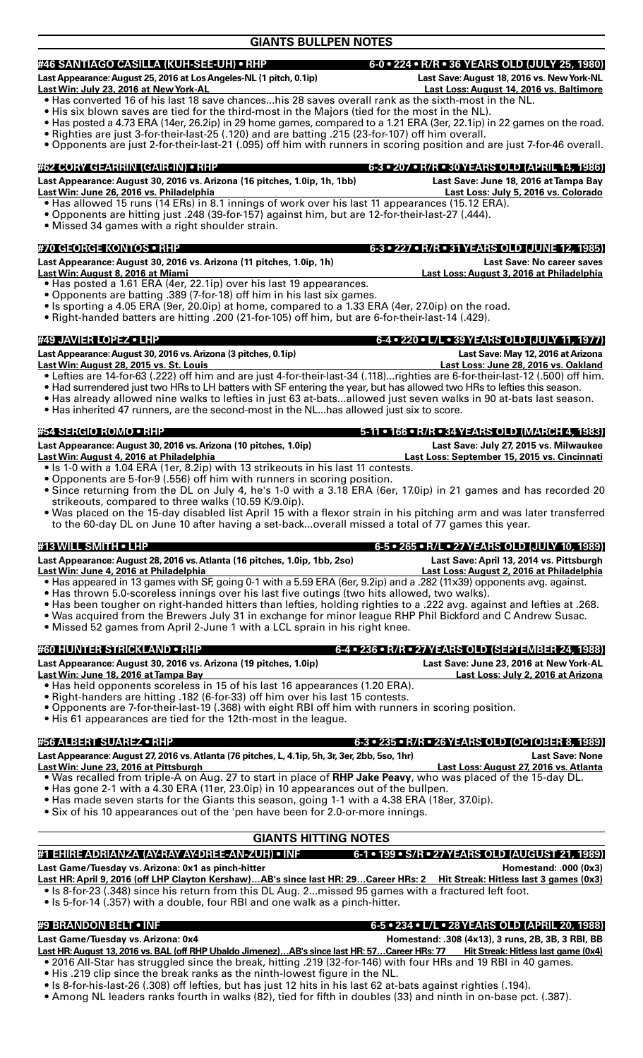# GIANTS BULLPEN NOTES

## #46 SANTIAGO CASILLA (KUH-SEE-UH) • RHP — 6-0 • 224 • R/R • 36 YEARS OLD (JULY 25, 1980)

**Last Appearance: August 25, 2016 at Los Angeles-NL (1 pitch, 0.1ip)** — **Last Save: August 18, 2016 vs. New York-NL**
**Last Win: July 23, 2016 at New York-AL** — **Last Loss: August 14, 2016 vs. Baltimore**

- Has converted 16 of his last 18 save chances...his 28 saves overall rank as the sixth-most in the NL.
- His six blown saves are tied for the third-most in the Majors (tied for the most in the NL).
- Has posted a 4.73 ERA (14er, 26.2ip) in 29 home games, compared to a 1.21 ERA (3er, 22.1ip) in 22 games on the road.
- Righties are just 3-for-their-last-25 (.120) and are batting .215 (23-for-107) off him overall.
- Opponents are just 2-for-their-last-21 (.095) off him with runners in scoring position and are just 7-for-46 overall.

## #62 CORY GEARRIN (GAIR-IN) • RHP — 6-3 • 207 • R/R • 30 YEARS OLD (APRIL 14, 1986)

**Last Appearance: August 30, 2016 vs. Arizona (16 pitches, 1.0ip, 1h, 1bb)** — **Last Save: June 18, 2016 at Tampa Bay**
**Last Win: June 26, 2016 vs. Philadelphia** — **Last Loss: July 5, 2016 vs. Colorado**

- Has allowed 15 runs (14 ERs) in 8.1 innings of work over his last 11 appearances (15.12 ERA).
- Opponents are hitting just .248 (39-for-157) against him, but are 12-for-their-last-27 (.444).
- Missed 34 games with a right shoulder strain.

## #70 GEORGE KONTOS • RHP — 6-3 • 227 • R/R • 31 YEARS OLD (JUNE 12, 1985)

**Last Appearance: August 30, 2016 vs. Arizona (11 pitches, 1.0ip, 1h)** — **Last Save: No career saves**
**Last Win: August 8, 2016 at Miami** — **Last Loss: August 3, 2016 at Philadelphia**

- Has posted a 1.61 ERA (4er, 22.1ip) over his last 19 appearances.
- Opponents are batting .389 (7-for-18) off him in his last six games.
- Is sporting a 4.05 ERA (9er, 20.0ip) at home, compared to a 1.33 ERA (4er, 27.0ip) on the road.
- Right-handed batters are hitting .200 (21-for-105) off him, but are 6-for-their-last-14 (.429).

## #49 JAVIER LOPEZ • LHP — 6-4 • 220 • L/L • 39 YEARS OLD (JULY 11, 1977)

**Last Appearance: August 30, 2016 vs. Arizona (3 pitches, 0.1ip)** — **Last Save: May 12, 2016 at Arizona**
**Last Win: August 28, 2015 vs. St. Louis** — **Last Loss: June 28, 2016 vs. Oakland**

- Lefties are 14-for-63 (.222) off him and are just 4-for-their-last-34 (.118)...righties are 6-for-their-last-12 (.500) off him.
- Had surrendered just two HRs to LH batters with SF entering the year, but has allowed two HRs to lefties this season.
- Has already allowed nine walks to lefties in just 63 at-bats...allowed just seven walks in 90 at-bats last season.
- Has inherited 47 runners, are the second-most in the NL...has allowed just six to score.

## #54 SERGIO ROMO • RHP — 5-11 • 166 • R/R • 34 YEARS OLD (MARCH 4, 1983)

**Last Appearance: August 30, 2016 vs. Arizona (10 pitches, 1.0ip)** — **Last Save: July 27, 2015 vs. Milwaukee**
**Last Win: August 4, 2016 at Philadelphia** — **Last Loss: September 15, 2015 vs. Cincinnati**

- Is 1-0 with a 1.04 ERA (1er, 8.2ip) with 13 strikeouts in his last 11 contests.
- Opponents are 5-for-9 (.556) off him with runners in scoring position.
- Since returning from the DL on July 4, he's 1-0 with a 3.18 ERA (6er, 17.0ip) in 21 games and has recorded 20 strikeouts, compared to three walks (10.59 K/9.0ip).
- Was placed on the 15-day disabled list April 15 with a flexor strain in his pitching arm and was later transferred to the 60-day DL on June 10 after having a set-back...overall missed a total of 77 games this year.

## #13 WILL SMITH • LHP — 6-5 • 265 • R/L • 27 YEARS OLD (JULY 10, 1989)

**Last Appearance: August 28, 2016 vs. Atlanta (16 pitches, 1.0ip, 1bb, 2so)** — **Last Save: April 13, 2014 vs. Pittsburgh**
**Last Win: June 4, 2016 at Philadelphia** — **Last Loss: August 2, 2016 at Philadelphia**

- Has appeared in 13 games with SF, going 0-1 with a 5.59 ERA (6er, 9.2ip) and a .282 (11x39) opponents avg. against.
- Has thrown 5.0-scoreless innings over his last five outings (two hits allowed, two walks).
- Has been tougher on right-handed hitters than lefties, holding righties to a .222 avg. against and lefties at .268.
- Was acquired from the Brewers July 31 in exchange for minor league RHP Phil Bickford and C Andrew Susac.
- Missed 52 games from April 2-June 1 with a LCL sprain in his right knee.

## #60 HUNTER STRICKLAND • RHP — 6-4 • 236 • R/R • 27 YEARS OLD (SEPTEMBER 24, 1988)

**Last Appearance: August 30, 2016 vs. Arizona (19 pitches, 1.0ip)** — **Last Save: June 23, 2016 at New York-AL**
**Last Win: June 18, 2016 at Tampa Bay** — **Last Loss: July 2, 2016 at Arizona**

- Has held opponents scoreless in 15 of his last 16 appearances (1.20 ERA).
- Right-handers are hitting .182 (6-for-33) off him over his last 15 contests.
- Opponents are 7-for-their-last-19 (.368) with eight RBI off him with runners in scoring position.
- His 61 appearances are tied for the 12th-most in the league.

## #56 ALBERT SUAREZ • RHP — 6-3 • 235 • R/R • 26 YEARS OLD (OCTOBER 8, 1989)

**Last Appearance: August 27, 2016 vs. Atlanta (76 pitches, L, 4.1ip, 5h, 3r, 3er, 2bb, 5so, 1hr)** — **Last Save: None**
**Last Win: June 23, 2016 at Pittsburgh** — **Last Loss: August 27, 2016 vs. Atlanta**

- Was recalled from triple-A on Aug. 27 to start in place of **RHP Jake Peavy**, who was placed of the 15-day DL.
- Has gone 2-1 with a 4.30 ERA (11er, 23.0ip) in 10 appearances out of the bullpen.
- Has made seven starts for the Giants this season, going 1-1 with a 4.38 ERA (18er, 37.0ip).
- Six of his 10 appearances out of the 'pen have been for 2.0-or-more innings.

# GIANTS HITTING NOTES

## #1 EHIRE ADRIANZA (AY-RAY AY-DREE-AN-ZUH) • INF — 6-1 • 199 • S/R • 27 YEARS OLD (AUGUST 21, 1989)

**Last Game/Tuesday vs. Arizona: 0x1 as pinch-hitter** — **Homestand: .000 (0x3)**
**Last HR: April 9, 2016 (off LHP Clayton Kershaw)…AB's since last HR: 29…Career HRs: 2** — **Hit Streak: Hitless last 3 games (0x3)**

- Is 8-for-23 (.348) since his return from this DL Aug. 2...missed 95 games with a fractured left foot.
- Is 5-for-14 (.357) with a double, four RBI and one walk as a pinch-hitter.

## #9 BRANDON BELT • INF — 6-5 • 234 • L/L • 28 YEARS OLD (APRIL 20, 1988)

**Last Game/Tuesday vs. Arizona: 0x4** — **Homestand: .308 (4x13), 3 runs, 2B, 3B, 3 RBI, BB**
**Last HR: August 13, 2016 vs. BAL (off RHP Ubaldo Jimenez)…AB's since last HR: 57…Career HRs: 77** — **Hit Streak: Hitless last game (0x4)**

- 2016 All-Star has struggled since the break, hitting .219 (32-for-146) with four HRs and 19 RBI in 40 games.
- His .219 clip since the break ranks as the ninth-lowest figure in the NL.
- Is 8-for-his-last-26 (.308) off lefties, but has just 12 hits in his last 62 at-bats against righties (.194).
- Among NL leaders ranks fourth in walks (82), tied for fifth in doubles (33) and ninth in on-base pct. (.387).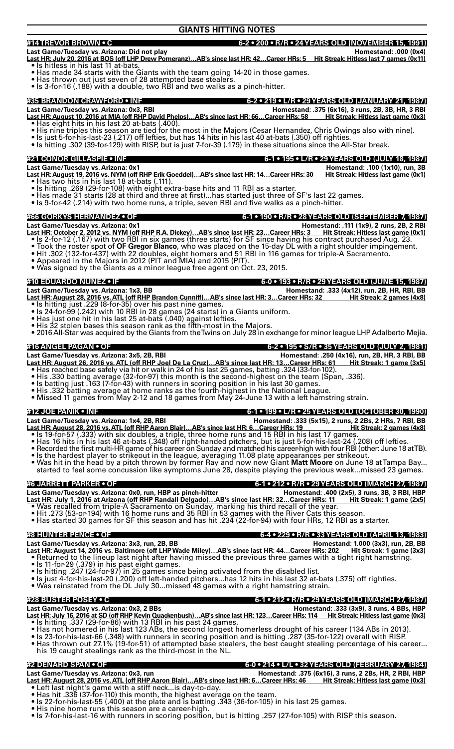# GIANTS HITTING NOTES

## #14 TREVOR BROWN • C — 6-2 • 200 • R/R • 24 YEARS OLD (NOVEMBER 15, 1991)

**Last Game/Tuesday vs. Arizona: Did not play** — **Homestand: .000 (0x4)**

**Last HR: July 20, 2016 at BOS (off LHP Drew Pomeranz)…AB's since last HR: 42…Career HRs: 5 — Hit Streak: Hitless last 7 games (0x11)**

- Is hitless in his last 11 at-bats.
- Has made 34 starts with the Giants with the team going 14-20 in those games.
- Has thrown out just seven of 28 attempted base stealers.
- Is 3-for-16 (.188) with a double, two RBI and two walks as a pinch-hitter.

## #35 BRANDON CRAWFORD • INF — 6-2 • 219 • L/R • 29 YEARS OLD (JANUARY 21, 1987)

**Last Game/Tuesday vs. Arizona: 0x3, RBI** — **Homestand: .375 (6x16), 3 runs, 2B, 3B, HR, 3 RBI**

**Last HR: August 10, 2016 at MIA (off RHP David Phelps)…AB's since last HR: 66…Career HRs: 58 — Hit Streak: Hitless last game (0x3)**

- Has eight hits in his last 20 at-bats (.400).
- His nine triples this season are tied for the most in the Majors (Cesar Hernandez, Chris Owings also with nine).
- Is just 5-for-his-last-23 (.217) off lefties, but has 14 hits in his last 40 at-bats (.350) off righties.
- Is hitting .302 (39-for-129) with RISP, but is just 7-for-39 (.179) in these situations since the All-Star break.

## #21 CONOR GILLASPIE • INF — 6-1 • 195 • L/R • 29 YEARS OLD (JULY 18, 1987)

**Last Game/Tuesday vs. Arizona: 0x1** — **Homestand: .100 (1x10), run, 3B**

**Last HR: August 19, 2016 vs. NYM (off RHP Erik Goeddel)…AB's since last HR: 14…Career HRs: 30 — Hit Streak: Hitless last game (0x1)**

- Has two hits in his last 18 at-bats (.111).
- Is hitting .269 (29-for-108) with eight extra-base hits and 11 RBI as a starter.
- Has made 31 starts (28 at third and three at first)...has started just three of SF's last 22 games.
- Is 9-for-42 (.214) with two home runs, a triple, seven RBI and five walks as a pinch-hitter.

## #66 GORKYS HERNANDEZ • OF — 6-1 • 190 • R/R • 28 YEARS OLD (SEPTEMBER 7, 1987)

**Last Game/Tuesday vs. Arizona: 0x1** — **Homestand: .111 (1x9), 2 runs, 2B, 2 RBI**

**Last HR: October 2, 2012 vs. NYM (off RHP R.A. Dickey)…AB's since last HR: 23…Career HRs: 3 — Hit Streak: Hitless last game (0x1)**

- Is 2-for-12 (.167) with two RBI in six games (three starts) for SF since having his contract purchased Aug. 23.
- Took the roster spot of **OF Gregor Blanco**, who was placed on the 15-day DL with a right shoulder impingement.
- Hit .302 (132-for-437) with 22 doubles, eight homers and 51 RBI in 116 games for triple-A Sacramento.
- Appeared in the Majors in 2012 (PIT and MIA) and 2015 (PIT).
- Was signed by the Giants as a minor league free agent on Oct. 23, 2015.

## #10 EDUARDO NUNEZ • IF — 6-0 • 193 • R/R • 29 YEARS OLD (JUNE 15, 1987)

**Last Game/Tuesday vs. Arizona: 1x3, BB** — **Homestand: .333 (4x12), run, 2B, HR, RBI, BB**

**Last HR: August 28, 2016 vs. ATL (off RHP Brandon Cunniff)…AB's since last HR: 3…Career HRs: 32 — Hit Streak: 2 games (4x8)**

- Is hitting just .229 (8-for-35) over his past nine games.
- Is 24-for-99 (.242) with 10 RBI in 28 games (24 starts) in a Giants uniform.
- Has just one hit in his last 25 at-bats (.040) against lefties.
- His 32 stolen bases this season rank as the fifth-most in the Majors.
- 2016 All-Star was acquired by the Giants from the Twins on July 28 in exchange for minor league LHP Adalberto Mejia.

## #16 ANGEL PAGAN • OF — 6-2 • 195 • S/R • 35 YEARS OLD (JULY 2, 1981)

**Last Game/Tuesday vs. Arizona: 3x5, 2B, RBI** — **Homestand: .250 (4x16), run, 2B, HR, 3 RBI, BB**

**Last HR: August 26, 2016 vs. ATL (off RHP Joel De La Cruz)…AB's since last HR: 13…Career HRs: 61 — Hit Streak: 1 game (3x5)**

- Has reached base safely via hit or walk in 24 of his last 25 games, batting .324 (33-for-102).
- His .330 batting average (32-for-97) this month is the second-highest on the team (Span, .336).
- Is batting just .163 (7-for-43) with runners in scoring position in his last 30 games.
- His .332 batting average at home ranks as the fourth-highest in the National League.
- Missed 11 games from May 2-12 and 18 games from May 24-June 13 with a left hamstring strain.

## #12 JOE PANIK • INF — 6-1 • 199 • L/R • 25 YEARS OLD (OCTOBER 30, 1990)

**Last Game/Tuesday vs. Arizona: 1x4, 2B, RBI** — **Homestand: .333 (5x15), 2 runs, 2 2Bs, 2 HRs, 7 RBI, BB**

**Last HR: August 28, 2016 vs. ATL (off RHP Aaron Blair)…AB's since last HR: 6…Career HRs: 19 — Hit Streak: 2 games (4x8)**

- Is 19-for-57 (.333) with six doubles, a triple, three home runs and 15 RBI in his last 17 games.
- Has 16 hits in his last 46 at-bats (.348) off right-handed pitchers, but is just 5-for-his-last-24 (.208) off lefties.
- Recorded the first multi-HR game of his career on Sunday and matched his career-high with four RBI (other: June 18 at TB).
- Is the hardest player to strikeout in the league, averaging 11.08 plate appearances per strikeout.
- Was hit in the head by a pitch thrown by former Ray and now new Giant **Matt Moore** on June 18 at Tampa Bay... started to feel some concussion like symptoms June 28, despite playing the previous week...missed 23 games.

## #6 JARRETT PARKER • OF — 6-1 • 212 • R/R • 29 YEARS OLD (MARCH 27, 1987)

**Last Game/Tuesday vs. Arizona: 0x0, run, HBP as pinch-hitter** — **Homestand: .400 (2x5), 3 runs, 3B, 3 RBI, HBP**

**Last HR: July 1, 2016 at Arizona (off RHP Randall Delgado)…AB's since last HR: 32…Career HRs: 11 — Hit Streak: 1 game (2x5)**

- Was recalled from triple-A Sacramento on Sunday, marking his third recall of the year.
- Hit .273 (53-or-194) with 16 home runs and 35 RBI in 53 games with the River Cats this season.
- Has started 30 games for SF this season and has hit .234 (22-for-94) with four HRs, 12 RBI as a starter.

## #8 HUNTER PENCE • OF — 6-4 • 229 • R/R • 33 YEARS OLD (APRIL 13, 1983)

**Last Game/Tuesday vs. Arizona: 3x3, run, 2B, BB** — **Homestand: 1.000 (3x3), run, 2B, BB**

**Last HR: August 14, 2016 vs. Baltimore (off LHP Wade Miley)…AB's since last HR: 44…Career HRs: 202 — Hit Streak: 1 game (3x3)**

- Returned to the lineup last night after having missed the previous three games with a tight right hamstring.
- Is 11-for-29 (.379) in his past eight games.
- Is hitting .247 (24-for-97) in 25 games since being activated from the disabled list.
- Is just 4-for-his-last-20 (.200) off left-handed pitchers...has 12 hits in his last 32 at-bats (.375) off righties.
- Was reinstated from the DL July 30...missed 48 games with a right hamstring strain.

## #28 BUSTER POSEY • C — 6-1 • 212 • R/R • 29 YEARS OLD (MARCH 27, 1987)

**Last Game/Tuesday vs. Arizona: 0x3, 2 BBs** — **Homestand: .333 (3x9), 3 runs, 4 BBs, HBP**

**Last HR: July 16, 2016 at SD (off RHP Kevin Quackenbush)…AB's since last HR: 123…Career HRs: 114 — Hit Streak: Hitless last game (0x3)**

- Is hitting .337 (29-for-86) with 13 RBI in his past 24 games.
- Has not homered in his last 123 ABs, the second longest homerless drought of his career (134 ABs in 2013).
- Is 23-for-his-last-66 (.348) with runners in scoring position and is hitting .287 (35-for-122) overall with RISP.
- Has thrown out 27.1% (19-for-51) of attempted base stealers, the best caught stealing percentage of his career... his 19 caught stealings rank as the third-most in the NL.

## #2 DENARD SPAN • OF — 6-0 • 214 • L/L • 32 YEARS OLD (FEBRUARY 27, 1984)

**Last Game/Tuesday vs. Arizona: 0x3, run** — **Homestand: .375 (6x16), 3 runs, 2 2Bs, HR, 2 RBI, HBP**

**Last HR: August 28, 2016 vs. ATL (off RHP Aaron Blair)…AB's since last HR: 6…Career HRs: 46 — Hit Streak: Hitless last game (0x3)**

- Left last night's game with a stiff neck...is day-to-day.
- Has hit .336 (37-for-110) this month, the highest average on the team.
- Is 22-for-his-last-55 (.400) at the plate and is batting .343 (36-for-105) in his last 25 games.
- His nine home runs this season are a career-high.
- Is 7-for-his-last-16 with runners in scoring position, but is hitting .257 (27-for-105) with RISP this season.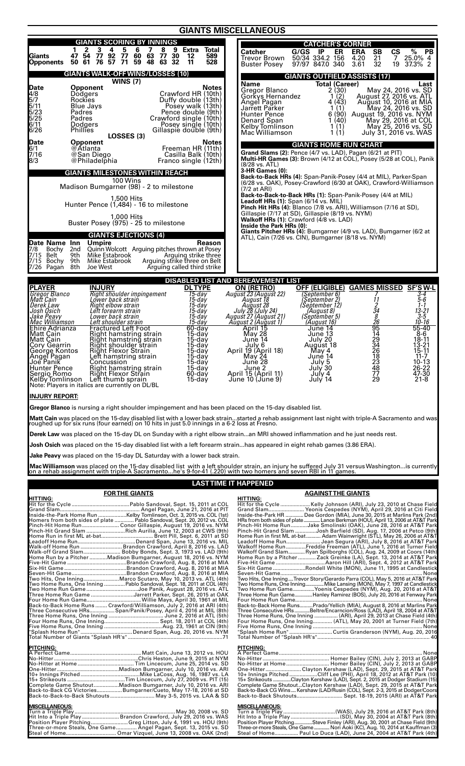# GIANTS MISCELLANEOUS

## GIANTS SCORING BY INNINGS

| | 1 | 2 | 3 | 4 | 5 | 6 | 7 | 8 | 9 | Extra | Total |
|---|---|---|---|---|---|---|---|---|---|---|---|
| Giants | 47 | 54 | 77 | 92 | 77 | 60 | 63 | 77 | 30 | 12 | 589 |
| Opponents | 50 | 61 | 76 | 57 | 71 | 59 | 48 | 63 | 32 | 11 | 528 |

## GIANTS WALK-OFF WINS/LOSSES (10)

### WINS (7)

| Date | Opponent | Notes |
|---|---|---|
| 4/8 | Dodgers | Crawford HR (10th) |
| 5/7 | Rockies | Duffy double (13th) |
| 5/11 | Blue Jays | Posey walk (13th) |
| 5/23 | Padres | Pence double (9th) |
| 5/25 | Padres | Crawford single (10th) |
| 6/11 | Dodgers | Posey single (10th) |
| 6/26 | Phillies | Gillaspie double (9th) |

### LOSSES (3)

| Date | Opponent | Notes |
|---|---|---|
| 6/1 | @Atlanta | Freeman HR (11th) |
| 7/16 | @San Diego | Casilla Balk (10th) |
| 8/3 | @Philadelphia | Franco single (12th) |

## GIANTS MILESTONES WITHIN REACH

**100 Wins**
Madison Bumgarner (98) - 2 to milestone

**1,500 Hits**
Hunter Pence (1,484) - 16 to milestone

**1,000 Hits**
Buster Posey (975) - 25 to milestone

## GIANTS EJECTIONS (4)

| Date | Name | Inn | Umpire | Reason |
|---|---|---|---|---|
| 7/8 | Bochy | 2nd | Quinn Wolcott | Arguing pitches thrown at Posey |
| 7/15 | Belt | 9th | Mike Estabrook | Arguing strike three |
| 7/15 | Bochy | 9th | Mike Estabrook | Arguing strike three on Belt |
| 7/26 | Pagan | 8th | Joe West | Arguing called third strike |

## CATCHER'S CORNER

| Catcher | G/GS | IP | ER | ERA | SB | CS | % | PB |
|---|---|---|---|---|---|---|---|---|
| Trevor Brown | 50/34 | 334.2 | 156 | 4.20 | 21 | 7 | 25.0% | 4 |
| Buster Posey | 97/97 | 847.0 | 340 | 3.61 | 32 | 19 | 37.3% | 2 |

## GIANTS OUTFIELD ASSISTS (17)

| Name | Total (Career) | Last |
|---|---|---|
| Gregor Blanco | 2 (30) | May 24, 2016 vs. SD |
| Gorkys Hernandez | 1 (2) | August 27, 2016 vs. ATL |
| Angel Pagan | 4 (43) | August 10, 2016 at MIA |
| Jarrett Parker | 1 (1) | May 24, 2016 vs. SD |
| Hunter Pence | 6 (90) | August 19, 2016 vs. NYM |
| Denard Span | 1 (40) | May 29, 2016 at COL |
| Kelby Tomlinson | 1 (1) | May 25, 2016 vs. SD |
| Mac Williamson | 1 (1) | July 31, 2016 vs. WAS |

## GIANTS HOME RUN CHART

**Grand Slams (2):** Pence (4/7 vs. LAD), Pagan (6/21 at PIT)

**Multi-HR Games (3):** Brown (4/12 at COL), Posey (5/28 at COL), Panik (8/28 vs. ATL)

**3-HR Games (0):**

**Back-to-Back HRs (4):** Span-Panik-Posey (4/4 at MIL), Parker-Span (6/28 vs. OAK), Posey-Crawford (6/30 at OAK), Crawford-Williamson (7/2 at ARI)

**Back-to-Back-to-Back HRs (1):** Span-Panik-Posey (4/4 at MIL)

**Leadoff HRs (1):** Span (6/14 vs. MIL)

**Pinch Hit HRs (4):** Blanco (7/8 vs. ARI), Williamson (7/16 at SD), Gillaspie (7/17 at SD), Gillaspie (8/19 vs. NYM)

**Walkoff HRs (1):** Crawford (4/8 vs. LAD)

**Inside the Park HRs (0):**

**Giants Pitcher HRs (4):** Bumgarner (4/9 vs. LAD), Bumgarner (6/2 at ATL), Cain (7/26 vs. CIN), Bumgarner (8/18 vs. NYM)

## DISABLED LIST AND BEREAVEMENT LIST

| PLAYER | INJURY | DL TYPE | ON (RETRO) | OFF (ELIGIBLE) | GAMES MISSED | SF'S W-L |
|---|---|---|---|---|---|---|
| *Gregor Blanco* | *Right shoulder impingement* | *15-day* | *August 23 (August 22)* | *(September 6)* | *7* | *3-4* |
| *Matt Cain* | *Lower back strain* | *15-day* | *August 18* | *(September 2)* | *11* | *5-6* |
| *Derek Law* | *Right elbow strain* | *15-day* | *August 28* | *(September 12)* | *2* | *1-1* |
| *Josh Osich* | *Left forearm strain* | *15-day* | *July 28 (July 24)* | *(August 8)* | *34* | *13-21* |
| *Jake Peavy* | *Lower back strain* | *15-day* | *August 27 (August 21)* | *(September 5)* | *8* | *3-5* |
| *Mac Williamson* | *Left shoulder strain* | *15-day* | *August 2 (August 1)* | *(August 16)* | *26* | *10-16* |
| Ehire Adrianza | Fractured Left Foot | 60-day | April 15 | June 14 | 95 | 55-40 |
| Matt Cain | Right hamstring strain | 15-day | May 28 | June 13 | 14 | 8-6 |
| Matt Cain | Right hamstring strain | 15-day | June 14 | July 20 | 29 | 18-11 |
| Cory Gearrin | Right shoulder strain | 15-day | July 6 | August 18 | 34 | 13-21 |
| George Kontos | Right Flexor Strain | 15-day | April 19 (April 18) | May 4 | 26 | 15-11 |
| Angel Pagan | Left hamstring strain | 15-day | May 24 | June 14 | 18 | 11-7 |
| Joe Panik | Concussion | 15-day | June 28 | July 5 | 23 | 10-13 |
| Hunter Pence | Right hamstring strain | 15-day | June 2 | July 30 | 48 | 26-22 |
| Sergio Romo | Right Flexor Strain | 60-day | April 15 (April 11) | July 4 | 77 | 47-30 |
| Kelby Tomlinson | Left thumb sprain | 15-day | June 10 (June 9) | July 14 | 29 | 21-8 |

Note: Players in italics are currently on DL/BL

## INJURY REPORT:

**Gregor Blanco** is nursing a right shoulder impingement and has been placed on the 15-day disabled list.

**Matt Cain** was placed on the 15-day disabled list with a lower back strain...started a rehab assignment last night with triple-A Sacramento and was roughed up for six runs (four earned) on 10 hits in just 5.0 innings in a 6-2 loss at Fresno.

**Derek Law** was placed on the 15-day DL on Sunday with a right elbow strain...an MRI showed inflammation and he just needs rest.

**Josh Osich** was placed on the 15-day disabled list with a left forearm strain...has appeared in eight rehab games (3.86 ERA).

**Jake Peavy** was placed on the 15-day DL Saturday with a lower back strain.

**Mac Williamson** was placed on the 15-day disabled list with a left shoulder strain, an injury he suffered July 31 versus Washington...is currently on a rehab assignment with triple-A Sacramento...he's 9-for-41 (.220) with two homers and seven RBI in 11 games.

## LAST TIME IT HAPPENED

### FOR THE GIANTS

**HITTING:**

| | |
|---|---|
| Hit for the Cycle | Pablo Sandoval, Sept. 15, 2011 at COL |
| Grand Slam | Angel Pagan, June 21, 2016 at PIT |
| Inside-the-Park Home Run | Kelby Tomlinson, Oct. 3, 2015 vs. COL (1st) |
| Homers from both sides of plate | Pablo Sandoval, Sept. 20, 2012 vs. COL |
| Pinch-Hit Home Run | Conor Gillaspie, August 19, 2016 vs. NYM |
| Pinch-Hit Grand Slam | Rich Aurilia, June 12, 2003 at CWS (9th) |
| Home Run in first ML at-bat | Brett Pill, Sept. 6, 2011 at SD |
| Leadoff Home Run | Denard Span, June 13, 2016 vs. MIL |
| Walk-off Home Run | Brandon Crawford, April 8, 2016 vs. LAD |
| Walk-off Grand Slam | Bobby Bonds, Sept. 3, 1973 vs. LAD (9th) |
| Home Run by a Pitcher | Madison Bumgarner, August 18, 2016 vs. NYM |
| Five-Hit Game | Brandon Crawford, Aug. 8, 2016 at MIA |
| Six-Hit Game | Brandon Crawford, Aug. 8, 2016 at MIA |
| Seven-Hit Game | Brandon Crawford, Aug. 8, 2016 at MIA |
| Two Hits, One Inning | Marco Scutaro, May 10, 2013 vs. ATL (4th) |
| Two Home Runs, One Inning | Pablo Sandoval, Sept. 18, 2011 at COL (4th) |
| Two Home Run Game | Joe Panik, August 28, 2016 vs. ATL |
| Three Home Run Game | Jarrett Parker, Sept. 26, 2015 at OAK |
| Four Home Run Game | Willie Mays, April 30, 1961 at MIL |
| Back-to-Back Home Runs | Crawford/Williamson, July 2, 2016 at ARI (4th) |
| Three Consecutive HRs | Span/Panik/Posey, April 4, 2016 at MIL (8th) |
| Three Home Runs, One Inning | June 2, 2016 at ATL (5th) |
| Four Home Runs, One Inning | Sept. 18, 2011 at COL (4th) |
| Five Home Runs, One Inning | Aug. 23, 1961 at CIN (9th) |
| "Splash Home Run" | Denard Span, Aug. 20, 2016 vs. NYM |
| Total Number of Giants "Splash HR's" | 71 |

**PITCHING:**

| | |
|---|---|
| A Perfect Game | Matt Cain, June 13, 2012 vs. HOU |
| No-Hitter | Chris Heston, June 9, 2015 at NYM |
| No-Hitter at Home | Tim Lincecum, June 25, 2014 vs. SD |
| One-Hitter | Madison Bumgarner, July 10, 2016 vs. ARI |
| 10+ Innings Pitched | Mike LaCoss, Aug. 16, 1987 vs. LA |
| 15+ Strikeouts | Tim Lincecum, July 27, 2009 vs. PIT (15) |
| Complete Game Shutout | Madison Bumgarner, July 10, 2016 vs. ARI |
| Back-to-Back CG Victories | Bumgarner/Cueto, May 17-18, 2016 at SD |
| Back-to-Back-to-Back Shutouts | May 3-5, 2015 vs. LAA & SD |

**MISCELLANEOUS:**

| | |
|---|---|
| Turn a Triple Play | May 30, 2008 vs. SD |
| Hit Into a Triple Play | Brandon Crawford, July 29, 2016 vs. WAS |
| Position Player Pitching | Greg Litton, July 4, 1991 vs. HOU (9th) |
| Three-or-more Steals, One Game | Angel Pagan, Sept. 13, 2015 vs. SD |
| Steal of Home | Omar Vizquel, June 13, 2008 vs. OAK (2nd) |

### AGAINST THE GIANTS

**HITTING:**

| | |
|---|---|
| Hit for the Cycle | Kelly Johnson (ARI), July 23, 2010 at Chase Field |
| Grand Slam | Yoenis Cespedes (NYM), April 29, 2016 at Citi Field |
| Inside-the-Park HR | Dee Gordon (MIA), June 30, 2015 at Marlins Park (2nd) |
| HRs from both sides of plate | Lance Berkman (HOU), April 13, 2006 at AT&T Park |
| Pinch-Hit Home Run | Jake Smolinski (OAK), June 28, 2016 at AT&T Park |
| Pinch-Hit Grand Slam | Josh Barfield (SD), Aug. 17, 2006 at Petco (9th) |
| Home Run in first ML at-bat | Adam Wainwright (STL), May 24, 2006 at AT&T |
| Leadoff Home Run | Jean Segura (ARI), July 8, 2016 at AT&T Park |
| Walkoff Home Run | Freddie Freeman (ATL), June 1, 2016 at Turner Field |
| Walkoff Grand Slam | Ryan Spilborghs (COL), Aug. 24, 2009 at Coors (14th) |
| Home Run by a Pitcher | Zack Greinke (LA), Sept. 13, 2014 at AT&T Park |
| Five-Hit Game | Aaron Hill (ARI), Sept. 4, 2012 at AT&T Park |
| Six-Hit Game | Rondell White (MON), June 11, 1995 at Candlestick |
| Seven-Hit Game | None |
| Two Hits, One Inning | Trevor Story/Gerardo Parra (COL), May 5, 2016 at AT&T Park |
| Two Home Runs, One Inning | Mike Lansing (MON), May 7, 1997 at Candlestick |
| Two Home Run Game | Yoenis Cespedes (NYM), Aug. 20, 2016 at AT&T |
| Three Home Run Game | Hanley Ramirez (BOS), July 20, 2016 at Fenway Park |
| Four Home Run Game | None |
| Back-to-Back Home Runs | Prado/Yellich (MIA), August 8, 2016 at Marlins Park |
| Three Consecutive HRs | Beltre/Encarncion/Ross (LAD), April 18, 2004 at AT&T |
| Three Home Runs, One Inning | (ARI), April 29, 2013 at Chase Field (4th) |
| Four Home Runs, One Inning | (ATL), May 20, 2001 at Turner Field (7th) |
| Five Home Runs, One Inning | None |
| "Splash Home Run" | Curtis Granderson (NYM), Aug. 20, 2016 |
| Total Number of "Splash HR's" | 40 |

**PITCHING:**

| | |
|---|---|
| A Perfect Game | None |
| No-Hitter | Homer Bailey (CIN), July 2, 2013 at GABP |
| No-Hitter at Home | Homer Bailey (CIN), July 2, 2013 at GABP |
| One-Hitter | Clayton Kershaw (LAD), Sept. 29, 2015 at AT&T Park |
| 10+ Innings Pitched | Cliff Lee (PHI), April 18, 2012 at AT&T Park (10) |
| 15+ Strikeouts | Clayton Kershaw (LAD), Sept. 2, 2015 at Dodger Stadium (15) |
| Complete Game Shutout | Clayton Kershaw (LAD), Sept. 29, 2015 at AT&T Park |
| Back-to-Back CG Wins | Kershaw (LAD/Rusin (COL), Sept. 2-3, 2015 at Dodger/Coors |
| Back-to-Back Shutouts | Sept. 18-19, 2015 (ARI) at AT&T Park |

**MISCELLANEOUS:**

| | |
|---|---|
| Turn a Triple Play | (WAS), July 29, 2016 at AT&T Park (8th) |
| Hit Into a Triple Play | (SD), May 30, 2004 at AT&T Park (8th) |
| Position Player Pitching | Steve Finley (ARI), Aug. 30, 2001 at Chase Field (9th) |
| Three-or-more Steals, One Game | Nori Aoki (KC), Aug. 10, 2014 at Kauffman (3) |
| Steal of Home | Paul Lo Duca (LAD), June 24, 2004 at AT&T Park (4th) |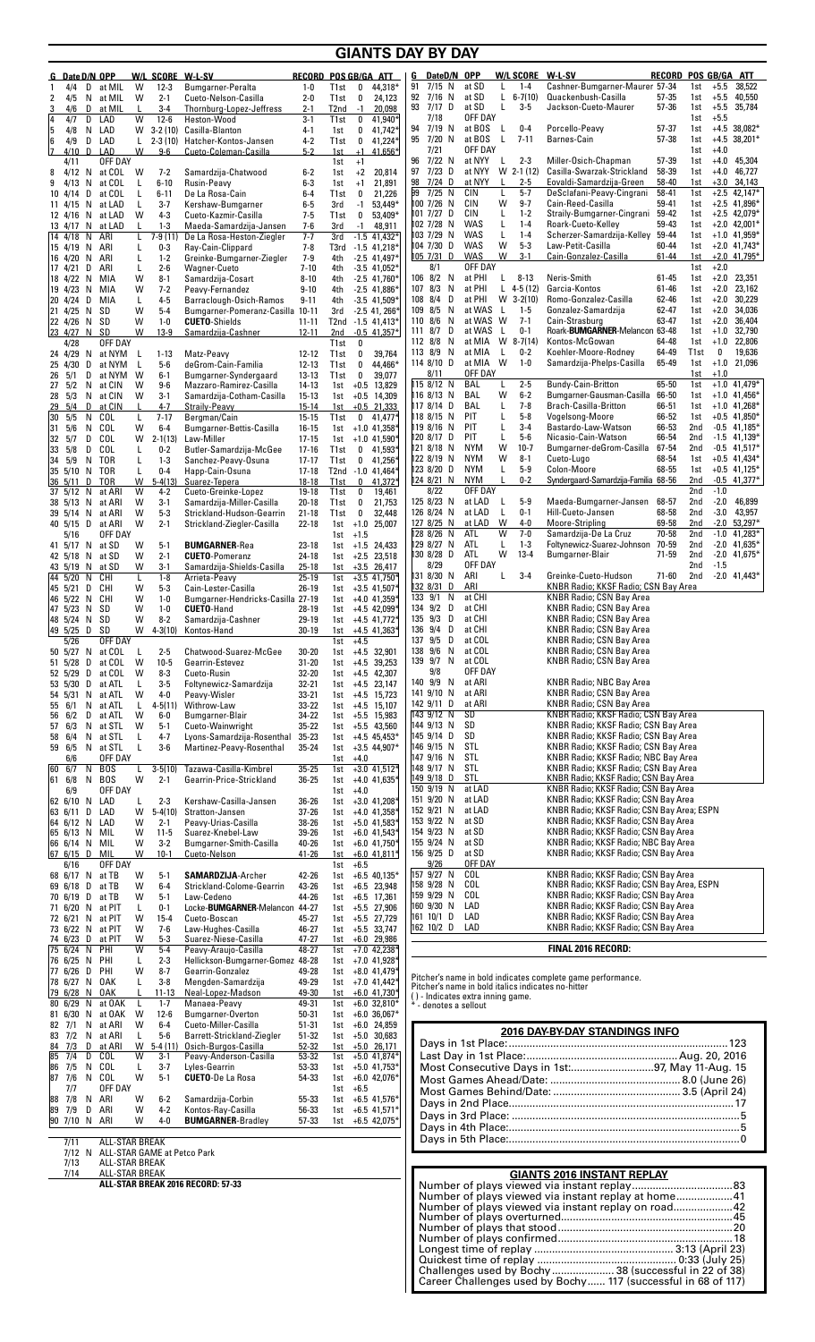# GIANTS DAY BY DAY

| G | Date | D/N | OPP | W/L | SCORE | W-L-SV | RECORD | POS | GB/GA | ATT |
|---|---|---|---|---|---|---|---|---|---|---|
| 1 | 4/4 | D | at MIL | W | 12-3 | Bumgarner-Peralta | 1-0 | T1st | 0 | 44,318* |
| 2 | 4/5 | N | at MIL | W | 2-1 | Cueto-Nelson-Casilla | 2-0 | T1st | 0 | 24,123 |
| 3 | 4/6 | D | at MIL | L | 3-4 | Thornburg-Lopez-Jeffress | 2-1 | T2nd | -1 | 20,098 |
| 4 | 4/7 | D | LAD | W | 12-6 | Heston-Wood | 3-1 | T1st | 0 | 41,940* |
| 5 | 4/8 | N | LAD | W | 3-2 (10) | Casilla-Blanton | 4-1 | 1st | 0 | 41,742* |
| 6 | 4/9 | D | LAD | L | 2-3 (10) | Hatcher-Kontos-Jansen | 4-2 | T1st | 0 | 41,224* |
| 7 | 4/10 | D | LAD | W | 9-6 | Cueto-Coleman-Casilla | 5-2 | 1st | +1 | 41,656* |
| | 4/11 | | OFF DAY | | | | | 1st | +1 | |
| 8 | 4/12 | N | at COL | W | 7-2 | Samardzija-Chatwood | 6-2 | 1st | +2 | 20,814 |
| 9 | 4/13 | N | at COL | L | 6-10 | Rusin-Peavy | 6-3 | 1st | +1 | 21,891 |
| 10 | 4/14 | D | at COL | L | 6-11 | De La Rosa-Cain | 6-4 | T1st | 0 | 21,226 |
| 11 | 4/15 | N | at LAD | L | 3-7 | Kershaw-Bumgarner | 6-5 | 3rd | -1 | 53,449* |
| 12 | 4/16 | N | at LAD | W | 4-3 | Cueto-Kazmir-Casilla | 7-5 | T1st | 0 | 53,409* |
| 13 | 4/17 | N | at LAD | L | 1-3 | Maeda-Samardzija-Jansen | 7-6 | 3rd | -1 | 48,911 |
| 14 | 4/18 | N | ARI | L | 7-9 (11) | De La Rosa-Heston-Ziegler | 7-7 | 3rd | -1.5 | 41,432* |
| 15 | 4/19 | N | ARI | L | 0-3 | Ray-Cain-Clippard | 7-8 | T3rd | -1.5 | 41,218* |
| 16 | 4/20 | N | ARI | L | 1-2 | Greinke-Bumgarner-Ziegler | 7-9 | 4th | -2.5 | 41,497* |
| 17 | 4/21 | D | ARI | L | 2-6 | Wagner-Cueto | 7-10 | 4th | -3.5 | 41,052* |
| 18 | 4/22 | N | MIA | W | 8-1 | Samardzija-Cosart | 8-10 | 4th | -2.5 | 41,760* |
| 19 | 4/23 | N | MIA | W | 7-2 | Peavy-Fernandez | 9-10 | 4th | -2.5 | 41,886* |
| 20 | 4/24 | D | MIA | L | 4-5 | Barraclough-Osich-Ramos | 9-11 | 4th | -3.5 | 41,509* |
| 21 | 4/25 | N | SD | W | 5-4 | Bumgarner-Pomeranz-Casilla | 10-11 | 3rd | -2.5 | 41, 266* |
| 22 | 4/26 | N | SD | W | 1-0 | **CUETO**-Shields | 11-11 | T2nd | -1.5 | 41,413* |
| 23 | 4/27 | N | SD | W | 13-9 | Samardzija-Cashner | 12-11 | 2nd | -0.5 | 41,357* |
| | 4/28 | | OFF DAY | | | | | T1st | 0 | |
| 24 | 4/29 | N | at NYM | L | 1-13 | Matz-Peavy | 12-12 | T1st | 0 | 39,764 |
| 25 | 4/30 | D | at NYM | L | 5-6 | deGrom-Cain-Familia | 12-13 | T1st | 0 | 44,466* |
| 26 | 5/1 | D | at NYM | W | 6-1 | Bumgarner-Syndergaard | 13-13 | T1st | 0 | 39,077 |
| 27 | 5/2 | N | at CIN | W | 9-6 | Mazzaro-Ramirez-Casilla | 14-13 | 1st | +0.5 | 13,829 |
| 28 | 5/3 | N | at CIN | W | 3-1 | Samardzija-Cotham-Casilla | 15-13 | 1st | +0.5 | 14,309 |
| 29 | 5/4 | D | at CIN | L | 4-7 | Straily-Peavy | 15-14 | 1st | +0.5 | 21,333 |
| 30 | 5/5 | N | COL | L | 7-17 | Bergman/Cain | 15-15 | T1st | 0 | 41,477* |
| 31 | 5/6 | N | COL | W | 6-4 | Bumgarner-Bettis-Casilla | 16-15 | 1st | +1.0 | 41,358* |
| 32 | 5/7 | D | COL | W | 2-1(13) | Law-Miller | 17-15 | 1st | +1.0 | 41,590* |
| 33 | 5/8 | D | COL | L | 0-2 | Butler-Samardzija-McGee | 17-16 | T1st | 0 | 41,593* |
| 34 | 5/9 | N | TOR | L | 1-3 | Sanchez-Peavy-Osuna | 17-17 | T1st | 0 | 41,256* |
| 35 | 5/10 | N | TOR | L | 0-4 | Happ-Cain-Osuna | 17-18 | T2nd | -1.0 | 41,464* |
| 36 | 5/11 | D | TOR | W | 5-4(13) | Suarez-Tepera | 18-18 | T1st | 0 | 41,372* |
| 37 | 5/12 | N | at ARI | W | 4-2 | Cueto-Greinke-Lopez | 19-18 | T1st | 0 | 19,461 |
| 38 | 5/13 | N | at ARI | W | 3-1 | Samardzija-Miller-Casilla | 20-18 | T1st | 0 | 21,753 |
| 39 | 5/14 | N | at ARI | W | 5-3 | Strickland-Hudson-Gearrin | 21-18 | T1st | 0 | 32,448 |
| 40 | 5/15 | D | at ARI | W | 2-1 | Strickland-Ziegler-Casilla | 22-18 | 1st | +1.0 | 25,007 |
| | 5/16 | | OFF DAY | | | | | 1st | +1.5 | |
| 41 | 5/17 | N | at SD | W | 5-1 | **BUMGARNER**-Rea | 23-18 | 1st | +1.5 | 24,433 |
| 42 | 5/18 | N | at SD | W | 2-1 | **CUETO**-Pomeranz | 24-18 | 1st | +2.5 | 23,518 |
| 43 | 5/19 | N | at SD | W | 3-1 | Samardzija-Shields-Casilla | 25-18 | 1st | +3.5 | 26,417 |
| 44 | 5/20 | N | CHI | L | 1-8 | Arrieta-Peavy | 25-19 | 1st | +3.5 | 41,750* |
| 45 | 5/21 | D | CHI | W | 5-3 | Cain-Lester-Casilla | 26-19 | 1st | +3.5 | 41,507* |
| 46 | 5/22 | N | CHI | W | 1-0 | Bumgarner-Hendricks-Casilla | 27-19 | 1st | +4.0 | 41,359* |
| 47 | 5/23 | N | SD | W | 1-0 | **CUETO**-Hand | 28-19 | 1st | +4.5 | 42,099* |
| 48 | 5/24 | N | SD | W | 8-2 | Samardzija-Cashner | 29-19 | 1st | +4.5 | 41,772* |
| 49 | 5/25 | D | SD | W | 4-3(10) | Kontos-Hand | 30-19 | 1st | +4.5 | 41,363* |
| | 5/26 | | OFF DAY | | | | | 1st | +4.5 | |
| 50 | 5/27 | N | at COL | L | 2-5 | Chatwood-Suarez-McGee | 30-20 | 1st | +4.5 | 32,901 |
| 51 | 5/28 | D | at COL | W | 10-5 | Gearrin-Estevez | 31-20 | 1st | +4.5 | 39,253 |
| 52 | 5/29 | D | at COL | W | 8-3 | Cueto-Rusin | 32-20 | 1st | +4.5 | 42,307 |
| 53 | 5/30 | D | at ATL | L | 3-5 | Foltynewicz-Samardzija | 32-21 | 1st | +4.5 | 23,147 |
| 54 | 5/31 | N | at ATL | W | 4-0 | Peavy-Wisler | 33-21 | 1st | +4.5 | 15,723 |
| 55 | 6/1 | N | at ATL | L | 4-5(11) | Withrow-Law | 33-22 | 1st | +4.5 | 15,107 |
| 56 | 6/2 | D | at ATL | W | 6-0 | Bumgarner-Blair | 34-22 | 1st | +5.5 | 15,983 |
| 57 | 6/3 | N | at STL | W | 5-1 | Cueto-Wainwright | 35-22 | 1st | +5.5 | 43,560 |
| 58 | 6/4 | N | at STL | L | 4-7 | Lyons-Samardzija-Rosenthal | 35-23 | 1st | +4.5 | 45,453* |
| 59 | 6/5 | N | at STL | L | 3-6 | Martinez-Peavy-Rosenthal | 35-24 | 1st | +3.5 | 44,907* |
| | 6/6 | | OFF DAY | | | | | 1st | +4.0 | |
| 60 | 6/7 | N | BOS | L | 3-5(10) | Tazawa-Casilla-Kimbrel | 35-25 | 1st | +3.0 | 41,512* |
| 61 | 6/8 | N | BOS | W | 2-1 | Gearrin-Price-Strickland | 36-25 | 1st | +4.0 | 41,635* |
| | 6/9 | | OFF DAY | | | | | 1st | +4.0 | |
| 62 | 6/10 | N | LAD | L | 2-3 | Kershaw-Casilla-Jansen | 36-26 | 1st | +3.0 | 41,208* |
| 63 | 6/11 | D | LAD | W | 5-4(10) | Stratton-Jansen | 37-26 | 1st | +4.0 | 41,358* |
| 64 | 6/12 | N | LAD | W | 2-1 | Peavy-Urias-Casilla | 38-26 | 1st | +5.0 | 41,583* |
| 65 | 6/13 | N | MIL | W | 11-5 | Suarez-Knebel-Law | 39-26 | 1st | +6.0 | 41,543* |
| 66 | 6/14 | N | MIL | W | 3-2 | Bumgarner-Smith-Casilla | 40-26 | 1st | +6.0 | 41,750* |
| 67 | 6/15 | D | MIL | W | 10-1 | Cueto-Nelson | 41-26 | 1st | +6.0 | 41,811* |
| | 6/16 | | OFF DAY | | | | | 1st | +6.5 | |
| 68 | 6/17 | N | at TB | W | 5-1 | **SAMARDZIJA**-Archer | 42-26 | 1st | +6.5 | 40,135* |
| 69 | 6/18 | D | at TB | W | 6-4 | Strickland-Colome-Gearrin | 43-26 | 1st | +6.5 | 23,948 |
| 70 | 6/19 | D | at TB | W | 5-1 | Law-Cedeno | 44-26 | 1st | +6.5 | 17,361 |
| 71 | 6/20 | N | at PIT | L | 0-1 | Locke-**BUMGARNER**-Melancon | 44-27 | 1st | +5.5 | 27,906 |
| 72 | 6/21 | N | at PIT | W | 15-4 | Cueto-Boscan | 45-27 | 1st | +5.5 | 27,729 |
| 73 | 6/22 | N | at PIT | W | 7-6 | Law-Hughes-Casilla | 46-27 | 1st | +5.5 | 33,747 |
| 74 | 6/23 | D | at PIT | W | 5-3 | Suarez-Niese-Casilla | 47-27 | 1st | +6.0 | 29,986 |
| 75 | 6/24 | N | PHI | W | 5-4 | Peavy-Araujo-Casilla | 48-27 | 1st | +7.0 | 42,238* |
| 76 | 6/25 | N | PHI | L | 2-3 | Hellickson-Bumgarner-Gomez | 48-28 | 1st | +7.0 | 41,928* |
| 77 | 6/26 | D | PHI | W | 8-7 | Gearrin-Gonzalez | 49-28 | 1st | +8.0 | 41,479* |
| 78 | 6/27 | N | OAK | L | 3-8 | Mengden-Samardzija | 49-29 | 1st | +7.0 | 41,442* |
| 79 | 6/28 | N | OAK | L | 11-13 | Neal-Lopez-Madson | 49-30 | 1st | +6.0 | 41,730* |
| 80 | 6/29 | N | at OAK | L | 1-7 | Manaea-Peavy | 49-31 | 1st | +6.0 | 32,810* |
| 81 | 6/30 | N | at OAK | W | 12-6 | Bumgarner-Overton | 50-31 | 1st | +6.0 | 36,067* |
| 82 | 7/1 | N | at ARI | W | 6-4 | Cueto-Miller-Casilla | 51-31 | 1st | +6.0 | 24,859 |
| 83 | 7/2 | N | at ARI | L | 5-6 | Barrett-Strickland-Ziegler | 51-32 | 1st | +5.0 | 30,683 |
| 84 | 7/3 | D | at ARI | W | 5-4 (11) | Osich-Burgos-Casilla | 52-32 | 1st | +5.0 | 26,171 |
| 85 | 7/4 | D | COL | W | 3-1 | Peavy-Anderson-Casilla | 53-32 | 1st | +5.0 | 41,874* |
| 86 | 7/5 | N | COL | L | 3-7 | Lyles-Gearrin | 53-33 | 1st | +5.0 | 41,753* |
| 87 | 7/6 | N | COL | W | 5-1 | **CUETO**-De La Rosa | 54-33 | 1st | +6.0 | 42,076* |
| | 7/7 | | OFF DAY | | | | | 1st | +6.5 | |
| 88 | 7/8 | N | ARI | W | 6-2 | Samardzija-Corbin | 55-33 | 1st | +6.5 | 41,576* |
| 89 | 7/9 | D | ARI | W | 4-2 | Kontos-Ray-Casilla | 56-33 | 1st | +6.5 | 41,571* |
| 90 | 7/10 | N | ARI | W | 4-0 | **BUMGARNER**-Bradley | 57-33 | 1st | +6.5 | 42,075* |

7/11 ALL-STAR BREAK
7/12 N ALL-STAR GAME at Petco Park
7/13 ALL-STAR BREAK
7/14 ALL-STAR BREAK

**ALL-STAR BREAK 2016 RECORD: 57-33**

| G | Date | D/N | OPP | W/L | SCORE | W-L-SV | RECORD | POS | GB/GA | ATT |
|---|---|---|---|---|---|---|---|---|---|---|
| 91 | 7/15 | N | at SD | L | 1-4 | Cashner-Bumgarner-Maurer | 57-34 | 1st | +5.5 | 38,522 |
| 92 | 7/16 | N | at SD | L | 6-7(10) | Quackenbush-Casilla | 57-35 | 1st | +5.5 | 40,550 |
| 93 | 7/17 | D | at SD | L | 3-5 | Jackson-Cueto-Maurer | 57-36 | 1st | +5.5 | 35,784 |
| | 7/18 | | OFF DAY | | | | | 1st | +5.5 | |
| 94 | 7/19 | N | at BOS | L | 0-4 | Porcello-Peavy | 57-37 | 1st | +4.5 | 38,082* |
| 95 | 7/20 | N | at BOS | L | 7-11 | Barnes-Cain | 57-38 | 1st | +4.5 | 38,201* |
| | 7/21 | | OFF DAY | | | | | 1st | +4.0 | |
| 96 | 7/22 | N | at NYY | L | 2-3 | Miller-Osich-Chapman | 57-39 | 1st | +4.0 | 45,304 |
| 97 | 7/23 | D | at NYY | W | 2-1 (12) | Casilla-Swarzak-Strickland | 58-39 | 1st | +4.0 | 46,727 |
| 98 | 7/24 | D | at NYY | L | 2-5 | Eovaldi-Samardzija-Green | 58-40 | 1st | +3.0 | 34,143 |
| 99 | 7/25 | N | CIN | L | 5-7 | DeSclafani-Peavy-Cingrani | 58-41 | 1st | +2.5 | 42,147* |
| 100 | 7/26 | N | CIN | W | 9-7 | Cain-Reed-Casilla | 59-41 | 1st | +2.5 | 41,896* |
| 101 | 7/27 | D | CIN | L | 1-2 | Straily-Bumgarner-Cingrani | 59-42 | 1st | +2.5 | 42,079* |
| 102 | 7/28 | N | WAS | L | 1-4 | Roark-Cueto-Kelley | 59-43 | 1st | +2.0 | 42,001* |
| 103 | 7/29 | N | WAS | W | 2-1 | Scherzer-Samardzija-Kelley | 59-44 | 1st | +1.0 | 41,959* |
| 104 | 7/30 | D | WAS | W | 5-3 | Law-Petit-Casilla | 60-44 | 1st | +2.0 | 41,743* |
| 105 | 7/31 | D | WAS | W | 3-1 | Cain-Gonzalez-Casilla | 61-44 | 1st | +2.0 | 41,795* |
| | 8/1 | | OFF DAY | | | | | 1st | +2.0 | |
| 106 | 8/2 | N | at PHI | L | 8-13 | Neris-Smith | 61-45 | 1st | +2.0 | 23,351 |
| 107 | 8/3 | N | at PHI | L | 4-5 (12) | Garcia-Kontos | 61-46 | 1st | +2.0 | 23,162 |
| 108 | 8/4 | D | at PHI | W | 3-2(10) | Romo-Gonzalez-Casilla | 62-46 | 1st | +2.0 | 30,229 |
| 109 | 8/5 | N | at WAS | L | 1-5 | Gonzalez-Samardzija | 62-47 | 1st | +2.0 | 34,036 |
| 110 | 8/6 | N | at WAS | W | 7-1 | Cain-Strasburg | 63-47 | 1st | +2.0 | 36,404 |
| 111 | 8/7 | D | at WAS | L | 0-1 | Roark-**BUMGARNER**-Melancon | 63-48 | 1st | +1.0 | 32,790 |
| 112 | 8/8 | N | at MIA | W | 8-7(14) | Kontos-McGowan | 64-48 | 1st | +1.0 | 22,806 |
| 113 | 8/9 | N | at MIA | L | 0-2 | Koehler-Moore-Rodney | 64-49 | T1st | 0 | 19,636 |
| 114 | 8/10 | D | at MIA | W | 1-0 | Samardzija-Phelps-Casilla | 65-49 | 1st | +1.0 | 21,096 |
| | 8/11 | | OFF DAY | | | | | 1st | +1.0 | |
| 115 | 8/12 | N | BAL | L | 2-5 | Bundy-Cain-Britton | 65-50 | 1st | +1.0 | 41,479* |
| 116 | 8/13 | N | BAL | W | 6-2 | Bumgarner-Gausman-Casilla | 66-50 | 1st | +1.0 | 41,456* |
| 117 | 8/14 | D | BAL | L | 7-8 | Brach-Casilla-Britton | 66-51 | 1st | +1.0 | 41,268* |
| 118 | 8/15 | N | PIT | L | 5-8 | Vogelsong-Moore | 66-52 | 1st | +0.5 | 41,850* |
| 119 | 8/16 | N | PIT | L | 3-4 | Bastardo-Law-Watson | 66-53 | 2nd | -0.5 | 41,185* |
| 120 | 8/17 | D | PIT | L | 5-6 | Nicasio-Cain-Watson | 66-54 | 2nd | -1.5 | 41,139* |
| 121 | 8/18 | N | NYM | W | 10-7 | Bumgarner-deGrom-Casilla | 67-54 | 2nd | -0.5 | 41,517* |
| 122 | 8/19 | N | NYM | W | 8-1 | Cueto-Lugo | 68-54 | 1st | +0.5 | 41,434* |
| 123 | 8/20 | D | NYM | L | 5-9 | Colon-Moore | 68-55 | 1st | +0.5 | 41,125* |
| 124 | 8/21 | N | NYM | L | 0-2 | Syndergaard-Samardzija-Familia | 68-56 | 2nd | -0.5 | 41,377* |
| | 8/22 | | OFF DAY | | | | | 2nd | -1.0 | |
| 125 | 8/23 | N | at LAD | L | 5-9 | Maeda-Bumgarner-Jansen | 68-57 | 2nd | -2.0 | 46,899 |
| 126 | 8/24 | N | at LAD | L | 0-1 | Hill-Cueto-Jansen | 68-58 | 2nd | -3.0 | 43,957 |
| 127 | 8/25 | N | at LAD | W | 4-0 | Moore-Stripling | 69-58 | 2nd | -2.0 | 53,297* |
| 128 | 8/26 | N | ATL | W | 7-0 | Samardzija-De La Cruz | 70-58 | 2nd | -1.0 | 41,283* |
| 129 | 8/27 | N | ATL | L | 1-3 | Foltynewicz-Suarez-Johnson | 70-59 | 2nd | -2.0 | 41,635* |
| 130 | 8/28 | D | ATL | W | 13-4 | Bumgarner-Blair | 71-59 | 2nd | -2.0 | 41,675* |
| | 8/29 | | OFF DAY | | | | | 2nd | -1.5 | |
| 131 | 8/30 | N | ARI | L | 3-4 | Greinke-Cueto-Hudson | 71-60 | 2nd | -2.0 | 41,443* |
| 132 | 8/31 | D | ARI | | | KNBR Radio; KKSF Radio; CSN Bay Area | | | | |
| 133 | 9/1 | N | at CHI | | | KNBR Radio; CSN Bay Area | | | | |
| 134 | 9/2 | D | at CHI | | | KNBR Radio; CSN Bay Area | | | | |
| 135 | 9/3 | D | at CHI | | | KNBR Radio; CSN Bay Area | | | | |
| 136 | 9/4 | D | at CHI | | | KNBR Radio; CSN Bay Area | | | | |
| 137 | 9/5 | D | at COL | | | KNBR Radio; CSN Bay Area | | | | |
| 138 | 9/6 | N | at COL | | | KNBR Radio; CSN Bay Area | | | | |
| 139 | 9/7 | N | at COL | | | KNBR Radio; CSN Bay Area | | | | |
| | 9/8 | | OFF DAY | | | | | | | |
| 140 | 9/9 | N | at ARI | | | KNBR Radio; NBC Bay Area | | | | |
| 141 | 9/10 | N | at ARI | | | KNBR Radio; CSN Bay Area | | | | |
| 142 | 9/11 | D | at ARI | | | KNBR Radio; CSN Bay Area | | | | |
| 143 | 9/12 | N | SD | | | KNBR Radio; KKSF Radio; CSN Bay Area | | | | |
| 144 | 9/13 | N | SD | | | KNBR Radio; KKSF Radio; CSN Bay Area | | | | |
| 145 | 9/14 | D | SD | | | KNBR Radio; KKSF Radio; CSN Bay Area | | | | |
| 146 | 9/15 | N | STL | | | KNBR Radio; KKSF Radio; CSN Bay Area | | | | |
| 147 | 9/16 | N | STL | | | KNBR Radio; KKSF Radio; NBC Bay Area | | | | |
| 148 | 9/17 | N | STL | | | KNBR Radio; KKSF Radio; CSN Bay Area | | | | |
| 149 | 9/18 | D | STL | | | KNBR Radio; KKSF Radio; CSN Bay Area | | | | |
| 150 | 9/19 | N | at LAD | | | KNBR Radio; KKSF Radio; CSN Bay Area | | | | |
| 151 | 9/20 | N | at LAD | | | KNBR Radio; KKSF Radio; CSN Bay Area | | | | |
| 152 | 9/21 | N | at LAD | | | KNBR Radio; KKSF Radio; CSN Bay Area; ESPN | | | | |
| 153 | 9/22 | N | at SD | | | KNBR Radio; KKSF Radio; CSN Bay Area | | | | |
| 154 | 9/23 | N | at SD | | | KNBR Radio; KKSF Radio; CSN Bay Area | | | | |
| 155 | 9/24 | N | at SD | | | KNBR Radio; KKSF Radio; NBC Bay Area | | | | |
| 156 | 9/25 | D | at SD | | | KNBR Radio; KKSF Radio; CSN Bay Area | | | | |
| | 9/26 | | OFF DAY | | | | | | | |
| 157 | 9/27 | N | COL | | | KNBR Radio; KKSF Radio; CSN Bay Area | | | | |
| 158 | 9/28 | N | COL | | | KNBR Radio; KKSF Radio; CSN Bay Area, ESPN | | | | |
| 159 | 9/29 | N | COL | | | KNBR Radio; KKSF Radio; CSN Bay Area | | | | |
| 160 | 9/30 | N | LAD | | | KNBR Radio; KKSF Radio; CSN Bay Area | | | | |
| 161 | 10/1 | D | LAD | | | KNBR Radio; KKSF Radio; CSN Bay Area | | | | |
| 162 | 10/2 | D | LAD | | | KNBR Radio; KKSF Radio; CSN Bay Area | | | | |

**FINAL 2016 RECORD:**

Pitcher's name in bold indicates complete game performance.
Pitcher's name in bold italics indicates no-hitter
( ) - Indicates extra inning game.
* - denotes a sellout

## 2016 DAY-BY-DAY STANDINGS INFO

| | |
|---|---|
| Days in 1st Place: | 123 |
| Last Day in 1st Place: | Aug. 20, 2016 |
| Most Consecutive Days in 1st: | 97, May 11-Aug. 15 |
| Most Games Ahead/Date: | 8.0 (June 26) |
| Most Games Behind/Date: | 3.5 (April 24) |
| Days in 2nd Place: | 17 |
| Days in 3rd Place: | 5 |
| Days in 4th Place: | 5 |
| Days in 5th Place: | 0 |

## GIANTS 2016 INSTANT REPLAY

| | |
|---|---|
| Number of plays viewed via instant replay | 83 |
| Number of plays viewed via instant replay at home | 41 |
| Number of plays viewed via instant replay on road | 42 |
| Number of plays overturned | 45 |
| Number of plays that stood | 20 |
| Number of plays confirmed | 18 |
| Longest time of replay | 3:13 (April 23) |
| Quickest time of replay | 0:33 (July 25) |
| Challenges used by Bochy | 38 (successful in 22 of 38) |
| Career Challenges used by Bochy | 117 (successful in 68 of 117) |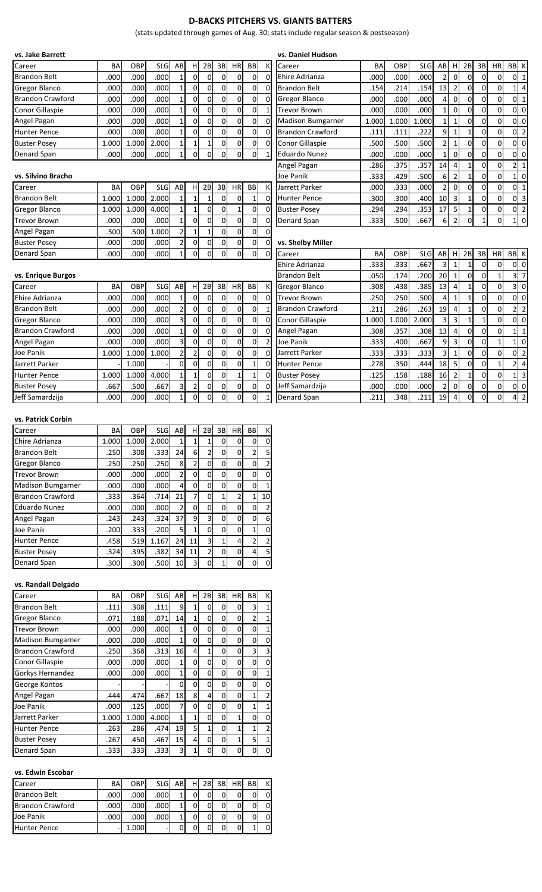# D-BACKS PITCHERS VS. GIANTS BATTERS

(stats updated through games of Aug. 30; stats include regular season & postseason)

### vs. Jake Barrett

| Career | BA | OBP | SLG | AB | H | 2B | 3B | HR | BB | K |
|---|---|---|---|---|---|---|---|---|---|---|
| Brandon Belt | .000 | .000 | .000 | 1 | 0 | 0 | 0 | 0 | 0 | 0 |
| Gregor Blanco | .000 | .000 | .000 | 1 | 0 | 0 | 0 | 0 | 0 | 0 |
| Brandon Crawford | .000 | .000 | .000 | 1 | 0 | 0 | 0 | 0 | 0 | 0 |
| Conor Gillaspie | .000 | .000 | .000 | 1 | 0 | 0 | 0 | 0 | 0 | 1 |
| Angel Pagan | .000 | .000 | .000 | 1 | 0 | 0 | 0 | 0 | 0 | 0 |
| Hunter Pence | .000 | .000 | .000 | 1 | 0 | 0 | 0 | 0 | 0 | 0 |
| Buster Posey | 1.000 | 1.000 | 2.000 | 1 | 1 | 1 | 0 | 0 | 0 | 0 |
| Denard Span | .000 | .000 | .000 | 1 | 0 | 0 | 0 | 0 | 0 | 1 |

### vs. Silvino Bracho

| Career | BA | OBP | SLG | AB | H | 2B | 3B | HR | BB | K |
|---|---|---|---|---|---|---|---|---|---|---|
| Brandon Belt | 1.000 | 1.000 | 2.000 | 1 | 1 | 1 | 0 | 0 | 1 | 0 |
| Gregor Blanco | 1.000 | 1.000 | 4.000 | 1 | 1 | 0 | 0 | 1 | 0 | 0 |
| Trevor Brown | .000 | .000 | .000 | 1 | 0 | 0 | 0 | 0 | 0 | 0 |
| Angel Pagan | .500 | .500 | 1.000 | 2 | 1 | 1 | 0 | 0 | 0 | 0 |
| Buster Posey | .000 | .000 | .000 | 2 | 0 | 0 | 0 | 0 | 0 | 0 |
| Denard Span | .000 | .000 | .000 | 1 | 0 | 0 | 0 | 0 | 0 | 0 |

### vs. Enrique Burgos

| Career | BA | OBP | SLG | AB | H | 2B | 3B | HR | BB | K |
|---|---|---|---|---|---|---|---|---|---|---|
| Ehire Adrianza | .000 | .000 | .000 | 1 | 0 | 0 | 0 | 0 | 0 | 0 |
| Brandon Belt | .000 | .000 | .000 | 2 | 0 | 0 | 0 | 0 | 0 | 1 |
| Gregor Blanco | .000 | .000 | .000 | 3 | 0 | 0 | 0 | 0 | 0 | 0 |
| Brandon Crawford | .000 | .000 | .000 | 1 | 0 | 0 | 0 | 0 | 0 | 0 |
| Angel Pagan | .000 | .000 | .000 | 3 | 0 | 0 | 0 | 0 | 0 | 2 |
| Joe Panik | 1.000 | 1.000 | 1.000 | 2 | 2 | 0 | 0 | 0 | 0 | 0 |
| Jarrett Parker | - | 1.000 | - | 0 | 0 | 0 | 0 | 0 | 1 | 0 |
| Hunter Pence | 1.000 | 1.000 | 4.000 | 1 | 1 | 0 | 0 | 1 | 1 | 0 |
| Buster Posey | .667 | .500 | .667 | 3 | 2 | 0 | 0 | 0 | 0 | 0 |
| Jeff Samardzija | .000 | .000 | .000 | 1 | 0 | 0 | 0 | 0 | 0 | 1 |

### vs. Daniel Hudson

| Career | BA | OBP | SLG | AB | H | 2B | 3B | HR | BB | K |
|---|---|---|---|---|---|---|---|---|---|---|
| Ehire Adrianza | .000 | .000 | .000 | 2 | 0 | 0 | 0 | 0 | 0 | 1 |
| Brandon Belt | .154 | .214 | .154 | 13 | 2 | 0 | 0 | 0 | 1 | 4 |
| Gregor Blanco | .000 | .000 | .000 | 4 | 0 | 0 | 0 | 0 | 0 | 1 |
| Trevor Brown | .000 | .000 | .000 | 1 | 0 | 0 | 0 | 0 | 0 | 0 |
| Madison Bumgarner | 1.000 | 1.000 | 1.000 | 1 | 1 | 0 | 0 | 0 | 0 | 0 |
| Brandon Crawford | .111 | .111 | .222 | 9 | 1 | 1 | 0 | 0 | 0 | 2 |
| Conor Gillaspie | .500 | .500 | .500 | 2 | 1 | 0 | 0 | 0 | 0 | 0 |
| Eduardo Nunez | .000 | .000 | .000 | 1 | 0 | 0 | 0 | 0 | 0 | 0 |
| Angel Pagan | .286 | .375 | .357 | 14 | 4 | 1 | 0 | 0 | 2 | 1 |
| Joe Panik | .333 | .429 | .500 | 6 | 2 | 1 | 0 | 0 | 1 | 0 |
| Jarrett Parker | .000 | .333 | .000 | 2 | 0 | 0 | 0 | 0 | 0 | 1 |
| Hunter Pence | .300 | .300 | .400 | 10 | 3 | 1 | 0 | 0 | 0 | 3 |
| Buster Posey | .294 | .294 | .353 | 17 | 5 | 1 | 0 | 0 | 0 | 2 |
| Denard Span | .333 | .500 | .667 | 6 | 2 | 0 | 1 | 0 | 1 | 0 |

### vs. Shelby Miller

| Career | BA | OBP | SLG | AB | H | 2B | 3B | HR | BB | K |
|---|---|---|---|---|---|---|---|---|---|---|
| Ehire Adrianza | .333 | .333 | .667 | 3 | 1 | 1 | 0 | 0 | 0 | 0 |
| Brandon Belt | .050 | .174 | .200 | 20 | 1 | 0 | 0 | 1 | 3 | 7 |
| Gregor Blanco | .308 | .438 | .385 | 13 | 4 | 1 | 0 | 0 | 3 | 0 |
| Trevor Brown | .250 | .250 | .500 | 4 | 1 | 1 | 0 | 0 | 0 | 0 |
| Brandon Crawford | .211 | .286 | .263 | 19 | 4 | 1 | 0 | 0 | 2 | 2 |
| Conor Gillaspie | 1.000 | 1.000 | 2.000 | 3 | 3 | 1 | 1 | 0 | 0 | 0 |
| Angel Pagan | .308 | .357 | .308 | 13 | 4 | 0 | 0 | 0 | 1 | 1 |
| Joe Panik | .333 | .400 | .667 | 9 | 3 | 0 | 0 | 1 | 1 | 0 |
| Jarrett Parker | .333 | .333 | .333 | 3 | 1 | 0 | 0 | 0 | 0 | 2 |
| Hunter Pence | .278 | .350 | .444 | 18 | 5 | 0 | 0 | 1 | 2 | 4 |
| Buster Posey | .125 | .158 | .188 | 16 | 2 | 1 | 0 | 0 | 1 | 3 |
| Jeff Samardzija | .000 | .000 | .000 | 2 | 0 | 0 | 0 | 0 | 0 | 0 |
| Denard Span | .211 | .348 | .211 | 19 | 4 | 0 | 0 | 0 | 4 | 2 |

### vs. Patrick Corbin

| Career | BA | OBP | SLG | AB | H | 2B | 3B | HR | BB | K |
|---|---|---|---|---|---|---|---|---|---|---|
| Ehire Adrianza | 1.000 | 1.000 | 2.000 | 1 | 1 | 1 | 0 | 0 | 0 | 0 |
| Brandon Belt | .250 | .308 | .333 | 24 | 6 | 2 | 0 | 0 | 2 | 5 |
| Gregor Blanco | .250 | .250 | .250 | 8 | 2 | 0 | 0 | 0 | 0 | 2 |
| Trevor Brown | .000 | .000 | .000 | 2 | 0 | 0 | 0 | 0 | 0 | 0 |
| Madison Bumgarner | .000 | .000 | .000 | 4 | 0 | 0 | 0 | 0 | 0 | 1 |
| Brandon Crawford | .333 | .364 | .714 | 21 | 7 | 0 | 1 | 2 | 1 | 10 |
| Eduardo Nunez | .000 | .000 | .000 | 2 | 0 | 0 | 0 | 0 | 0 | 2 |
| Angel Pagan | .243 | .243 | .324 | 37 | 9 | 3 | 0 | 0 | 0 | 6 |
| Joe Panik | .200 | .333 | .200 | 5 | 1 | 0 | 0 | 0 | 1 | 0 |
| Hunter Pence | .458 | .519 | 1.167 | 24 | 11 | 3 | 1 | 4 | 2 | 2 |
| Buster Posey | .324 | .395 | .382 | 34 | 11 | 2 | 0 | 0 | 4 | 5 |
| Denard Span | .300 | .300 | .500 | 10 | 3 | 0 | 1 | 0 | 0 | 0 |

### vs. Randall Delgado

| Career | BA | OBP | SLG | AB | H | 2B | 3B | HR | BB | K |
|---|---|---|---|---|---|---|---|---|---|---|
| Brandon Belt | .111 | .308 | .111 | 9 | 1 | 0 | 0 | 0 | 3 | 1 |
| Gregor Blanco | .071 | .188 | .071 | 14 | 1 | 0 | 0 | 0 | 2 | 1 |
| Trevor Brown | .000 | .000 | .000 | 1 | 0 | 0 | 0 | 0 | 0 | 1 |
| Madison Bumgarner | .000 | .000 | .000 | 1 | 0 | 0 | 0 | 0 | 0 | 0 |
| Brandon Crawford | .250 | .368 | .313 | 16 | 4 | 1 | 0 | 0 | 3 | 3 |
| Conor Gillaspie | .000 | .000 | .000 | 1 | 0 | 0 | 0 | 0 | 0 | 0 |
| Gorkys Hernandez | .000 | .000 | .000 | 1 | 0 | 0 | 0 | 0 | 0 | 1 |
| George Kontos | - | - | - | 0 | 0 | 0 | 0 | 0 | 0 | 0 |
| Angel Pagan | .444 | .474 | .667 | 18 | 8 | 4 | 0 | 0 | 1 | 2 |
| Joe Panik | .000 | .125 | .000 | 7 | 0 | 0 | 0 | 0 | 1 | 1 |
| Jarrett Parker | 1.000 | 1.000 | 4.000 | 1 | 1 | 0 | 0 | 1 | 0 | 0 |
| Hunter Pence | .263 | .286 | .474 | 19 | 5 | 1 | 0 | 1 | 1 | 2 |
| Buster Posey | .267 | .450 | .467 | 15 | 4 | 0 | 0 | 1 | 5 | 1 |
| Denard Span | .333 | .333 | .333 | 3 | 1 | 0 | 0 | 0 | 0 | 0 |

### vs. Edwin Escobar

| Career | BA | OBP | SLG | AB | H | 2B | 3B | HR | BB | K |
|---|---|---|---|---|---|---|---|---|---|---|
| Brandon Belt | .000 | .000 | .000 | 1 | 0 | 0 | 0 | 0 | 0 | 0 |
| Brandon Crawford | .000 | .000 | .000 | 1 | 0 | 0 | 0 | 0 | 0 | 0 |
| Joe Panik | .000 | .000 | .000 | 1 | 0 | 0 | 0 | 0 | 0 | 0 |
| Hunter Pence | - | 1.000 | - | 0 | 0 | 0 | 0 | 0 | 1 | 0 |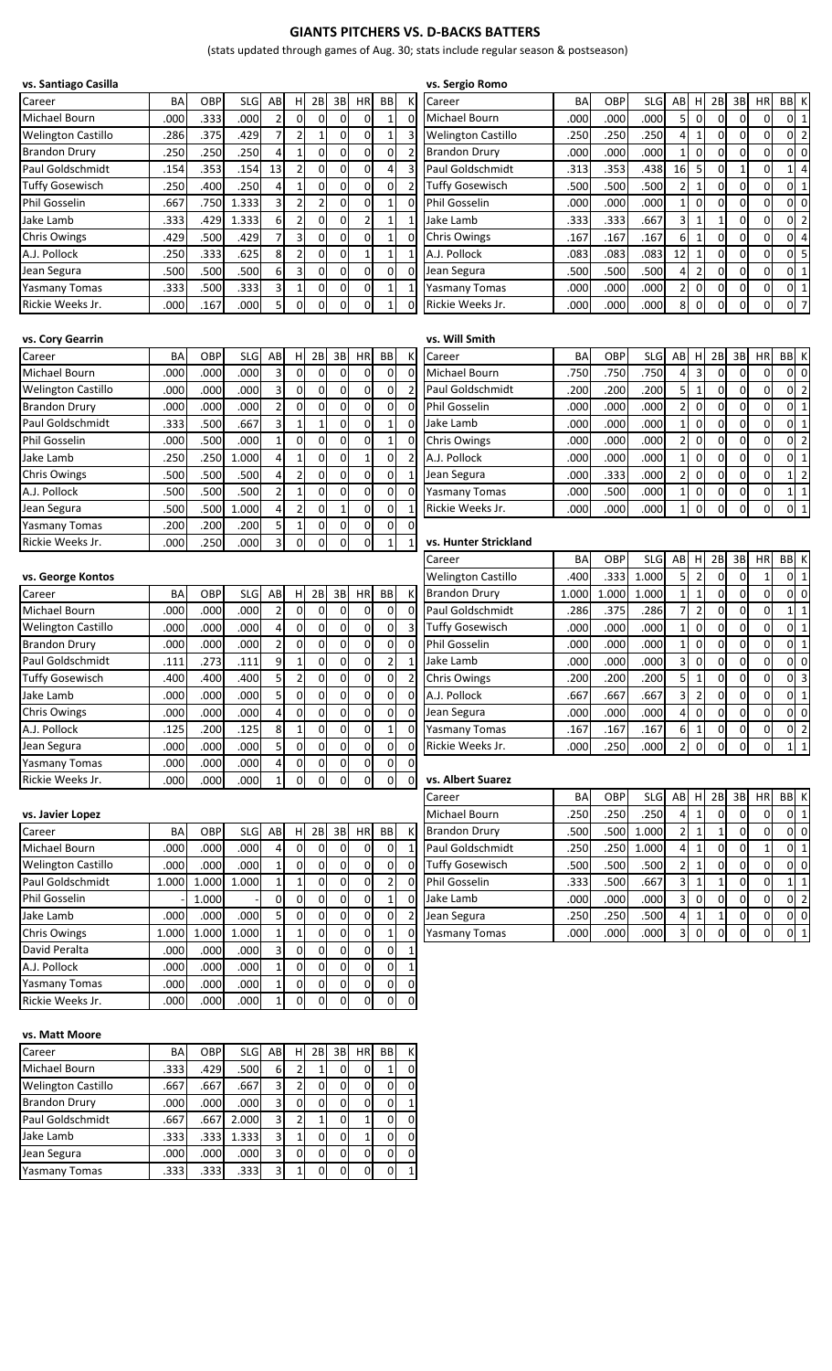# GIANTS PITCHERS VS. D-BACKS BATTERS

(stats updated through games of Aug. 30; stats include regular season & postseason)

### vs. Santiago Casilla

| Career | BA | OBP | SLG | AB | H | 2B | 3B | HR | BB | K |
|---|---|---|---|---|---|---|---|---|---|---|
| Michael Bourn | .000 | .333 | .000 | 2 | 0 | 0 | 0 | 0 | 1 | 0 |
| Welington Castillo | .286 | .375 | .429 | 7 | 2 | 1 | 0 | 0 | 1 | 3 |
| Brandon Drury | .250 | .250 | .250 | 4 | 1 | 0 | 0 | 0 | 0 | 2 |
| Paul Goldschmidt | .154 | .353 | .154 | 13 | 2 | 0 | 0 | 0 | 4 | 3 |
| Tuffy Gosewisch | .250 | .400 | .250 | 4 | 1 | 0 | 0 | 0 | 0 | 2 |
| Phil Gosselin | .667 | .750 | 1.333 | 3 | 2 | 2 | 0 | 0 | 1 | 0 |
| Jake Lamb | .333 | .429 | 1.333 | 6 | 2 | 0 | 0 | 2 | 1 | 1 |
| Chris Owings | .429 | .500 | .429 | 7 | 3 | 0 | 0 | 0 | 1 | 0 |
| A.J. Pollock | .250 | .333 | .625 | 8 | 2 | 0 | 0 | 1 | 1 | 1 |
| Jean Segura | .500 | .500 | .500 | 6 | 3 | 0 | 0 | 0 | 0 | 0 |
| Yasmany Tomas | .333 | .500 | .333 | 3 | 1 | 0 | 0 | 0 | 1 | 1 |
| Rickie Weeks Jr. | .000 | .167 | .000 | 5 | 0 | 0 | 0 | 0 | 1 | 0 |

### vs. Cory Gearrin

| Career | BA | OBP | SLG | AB | H | 2B | 3B | HR | BB | K |
|---|---|---|---|---|---|---|---|---|---|---|
| Michael Bourn | .000 | .000 | .000 | 3 | 0 | 0 | 0 | 0 | 0 | 0 |
| Welington Castillo | .000 | .000 | .000 | 3 | 0 | 0 | 0 | 0 | 0 | 2 |
| Brandon Drury | .000 | .000 | .000 | 2 | 0 | 0 | 0 | 0 | 0 | 0 |
| Paul Goldschmidt | .333 | .500 | .667 | 3 | 1 | 1 | 0 | 0 | 1 | 0 |
| Phil Gosselin | .000 | .500 | .000 | 1 | 0 | 0 | 0 | 0 | 1 | 0 |
| Jake Lamb | .250 | .250 | 1.000 | 4 | 1 | 0 | 0 | 1 | 0 | 2 |
| Chris Owings | .500 | .500 | .500 | 4 | 2 | 0 | 0 | 0 | 0 | 1 |
| A.J. Pollock | .500 | .500 | .500 | 2 | 1 | 0 | 0 | 0 | 0 | 0 |
| Jean Segura | .500 | .500 | 1.000 | 4 | 2 | 0 | 1 | 0 | 0 | 1 |
| Yasmany Tomas | .200 | .200 | .200 | 5 | 1 | 0 | 0 | 0 | 0 | 0 |
| Rickie Weeks Jr. | .000 | .250 | .000 | 3 | 0 | 0 | 0 | 0 | 1 | 1 |

### vs. George Kontos

| Career | BA | OBP | SLG | AB | H | 2B | 3B | HR | BB | K |
|---|---|---|---|---|---|---|---|---|---|---|
| Michael Bourn | .000 | .000 | .000 | 2 | 0 | 0 | 0 | 0 | 0 | 0 |
| Welington Castillo | .000 | .000 | .000 | 4 | 0 | 0 | 0 | 0 | 0 | 3 |
| Brandon Drury | .000 | .000 | .000 | 2 | 0 | 0 | 0 | 0 | 0 | 0 |
| Paul Goldschmidt | .111 | .273 | .111 | 9 | 1 | 0 | 0 | 0 | 2 | 1 |
| Tuffy Gosewisch | .400 | .400 | .400 | 5 | 2 | 0 | 0 | 0 | 0 | 2 |
| Jake Lamb | .000 | .000 | .000 | 5 | 0 | 0 | 0 | 0 | 0 | 0 |
| Chris Owings | .000 | .000 | .000 | 4 | 0 | 0 | 0 | 0 | 0 | 0 |
| A.J. Pollock | .125 | .200 | .125 | 8 | 1 | 0 | 0 | 0 | 1 | 0 |
| Jean Segura | .000 | .000 | .000 | 5 | 0 | 0 | 0 | 0 | 0 | 0 |
| Yasmany Tomas | .000 | .000 | .000 | 4 | 0 | 0 | 0 | 0 | 0 | 0 |
| Rickie Weeks Jr. | .000 | .000 | .000 | 1 | 0 | 0 | 0 | 0 | 0 | 0 |

### vs. Javier Lopez

| Career | BA | OBP | SLG | AB | H | 2B | 3B | HR | BB | K |
|---|---|---|---|---|---|---|---|---|---|---|
| Michael Bourn | .000 | .000 | .000 | 4 | 0 | 0 | 0 | 0 | 0 | 1 |
| Welington Castillo | .000 | .000 | .000 | 1 | 0 | 0 | 0 | 0 | 0 | 0 |
| Paul Goldschmidt | 1.000 | 1.000 | 1.000 | 1 | 1 | 0 | 0 | 0 | 2 | 0 |
| Phil Gosselin | - | 1.000 | - | 0 | 0 | 0 | 0 | 0 | 1 | 0 |
| Jake Lamb | .000 | .000 | .000 | 5 | 0 | 0 | 0 | 0 | 0 | 2 |
| Chris Owings | 1.000 | 1.000 | 1.000 | 1 | 1 | 0 | 0 | 0 | 1 | 0 |
| David Peralta | .000 | .000 | .000 | 3 | 0 | 0 | 0 | 0 | 0 | 1 |
| A.J. Pollock | .000 | .000 | .000 | 1 | 0 | 0 | 0 | 0 | 0 | 1 |
| Yasmany Tomas | .000 | .000 | .000 | 1 | 0 | 0 | 0 | 0 | 0 | 0 |
| Rickie Weeks Jr. | .000 | .000 | .000 | 1 | 0 | 0 | 0 | 0 | 0 | 0 |

### vs. Matt Moore

| Career | BA | OBP | SLG | AB | H | 2B | 3B | HR | BB | K |
|---|---|---|---|---|---|---|---|---|---|---|
| Michael Bourn | .333 | .429 | .500 | 6 | 2 | 1 | 0 | 0 | 1 | 0 |
| Welington Castillo | .667 | .667 | .667 | 3 | 2 | 0 | 0 | 0 | 0 | 0 |
| Brandon Drury | .000 | .000 | .000 | 3 | 0 | 0 | 0 | 0 | 0 | 1 |
| Paul Goldschmidt | .667 | .667 | 2.000 | 3 | 2 | 1 | 0 | 1 | 0 | 0 |
| Jake Lamb | .333 | .333 | 1.333 | 3 | 1 | 0 | 0 | 1 | 0 | 0 |
| Jean Segura | .000 | .000 | .000 | 3 | 0 | 0 | 0 | 0 | 0 | 0 |
| Yasmany Tomas | .333 | .333 | .333 | 3 | 1 | 0 | 0 | 0 | 0 | 1 |

### vs. Sergio Romo

| Career | BA | OBP | SLG | AB | H | 2B | 3B | HR | BB | K |
|---|---|---|---|---|---|---|---|---|---|---|
| Michael Bourn | .000 | .000 | .000 | 5 | 0 | 0 | 0 | 0 | 0 | 1 |
| Welington Castillo | .250 | .250 | .250 | 4 | 1 | 0 | 0 | 0 | 0 | 2 |
| Brandon Drury | .000 | .000 | .000 | 1 | 0 | 0 | 0 | 0 | 0 | 0 |
| Paul Goldschmidt | .313 | .353 | .438 | 16 | 5 | 0 | 1 | 0 | 1 | 4 |
| Tuffy Gosewisch | .500 | .500 | .500 | 2 | 1 | 0 | 0 | 0 | 0 | 1 |
| Phil Gosselin | .000 | .000 | .000 | 1 | 0 | 0 | 0 | 0 | 0 | 0 |
| Jake Lamb | .333 | .333 | .667 | 3 | 1 | 1 | 0 | 0 | 0 | 2 |
| Chris Owings | .167 | .167 | .167 | 6 | 1 | 0 | 0 | 0 | 0 | 4 |
| A.J. Pollock | .083 | .083 | .083 | 12 | 1 | 0 | 0 | 0 | 0 | 5 |
| Jean Segura | .500 | .500 | .500 | 4 | 2 | 0 | 0 | 0 | 0 | 1 |
| Yasmany Tomas | .000 | .000 | .000 | 2 | 0 | 0 | 0 | 0 | 0 | 1 |
| Rickie Weeks Jr. | .000 | .000 | .000 | 8 | 0 | 0 | 0 | 0 | 0 | 7 |

### vs. Will Smith

| Career | BA | OBP | SLG | AB | H | 2B | 3B | HR | BB | K |
|---|---|---|---|---|---|---|---|---|---|---|
| Michael Bourn | .750 | .750 | .750 | 4 | 3 | 0 | 0 | 0 | 0 | 0 |
| Paul Goldschmidt | .200 | .200 | .200 | 5 | 1 | 0 | 0 | 0 | 0 | 2 |
| Phil Gosselin | .000 | .000 | .000 | 2 | 0 | 0 | 0 | 0 | 0 | 1 |
| Jake Lamb | .000 | .000 | .000 | 1 | 0 | 0 | 0 | 0 | 0 | 1 |
| Chris Owings | .000 | .000 | .000 | 2 | 0 | 0 | 0 | 0 | 0 | 2 |
| A.J. Pollock | .000 | .000 | .000 | 1 | 0 | 0 | 0 | 0 | 0 | 1 |
| Jean Segura | .000 | .333 | .000 | 2 | 0 | 0 | 0 | 0 | 1 | 2 |
| Yasmany Tomas | .000 | .500 | .000 | 1 | 0 | 0 | 0 | 0 | 1 | 1 |
| Rickie Weeks Jr. | .000 | .000 | .000 | 1 | 0 | 0 | 0 | 0 | 0 | 1 |

### vs. Hunter Strickland

| Career | BA | OBP | SLG | AB | H | 2B | 3B | HR | BB | K |
|---|---|---|---|---|---|---|---|---|---|---|
| Welington Castillo | .400 | .333 | 1.000 | 5 | 2 | 0 | 0 | 1 | 0 | 1 |
| Brandon Drury | 1.000 | 1.000 | 1.000 | 1 | 1 | 0 | 0 | 0 | 0 | 0 |
| Paul Goldschmidt | .286 | .375 | .286 | 7 | 2 | 0 | 0 | 0 | 1 | 1 |
| Tuffy Gosewisch | .000 | .000 | .000 | 1 | 0 | 0 | 0 | 0 | 0 | 1 |
| Phil Gosselin | .000 | .000 | .000 | 1 | 0 | 0 | 0 | 0 | 0 | 1 |
| Jake Lamb | .000 | .000 | .000 | 3 | 0 | 0 | 0 | 0 | 0 | 0 |
| Chris Owings | .200 | .200 | .200 | 5 | 1 | 0 | 0 | 0 | 0 | 3 |
| A.J. Pollock | .667 | .667 | .667 | 3 | 2 | 0 | 0 | 0 | 0 | 1 |
| Jean Segura | .000 | .000 | .000 | 4 | 0 | 0 | 0 | 0 | 0 | 0 |
| Yasmany Tomas | .167 | .167 | .167 | 6 | 1 | 0 | 0 | 0 | 0 | 2 |
| Rickie Weeks Jr. | .000 | .250 | .000 | 2 | 0 | 0 | 0 | 0 | 1 | 1 |

### vs. Albert Suarez

| Career | BA | OBP | SLG | AB | H | 2B | 3B | HR | BB | K |
|---|---|---|---|---|---|---|---|---|---|---|
| Michael Bourn | .250 | .250 | .250 | 4 | 1 | 0 | 0 | 0 | 0 | 1 |
| Brandon Drury | .500 | .500 | 1.000 | 2 | 1 | 1 | 0 | 0 | 0 | 0 |
| Paul Goldschmidt | .250 | .250 | 1.000 | 4 | 1 | 0 | 0 | 1 | 0 | 1 |
| Tuffy Gosewisch | .500 | .500 | .500 | 2 | 1 | 0 | 0 | 0 | 0 | 0 |
| Phil Gosselin | .333 | .500 | .667 | 3 | 1 | 1 | 0 | 0 | 1 | 1 |
| Jake Lamb | .000 | .000 | .000 | 3 | 0 | 0 | 0 | 0 | 0 | 2 |
| Jean Segura | .250 | .250 | .500 | 4 | 1 | 1 | 0 | 0 | 0 | 0 |
| Yasmany Tomas | .000 | .000 | .000 | 3 | 0 | 0 | 0 | 0 | 0 | 1 |